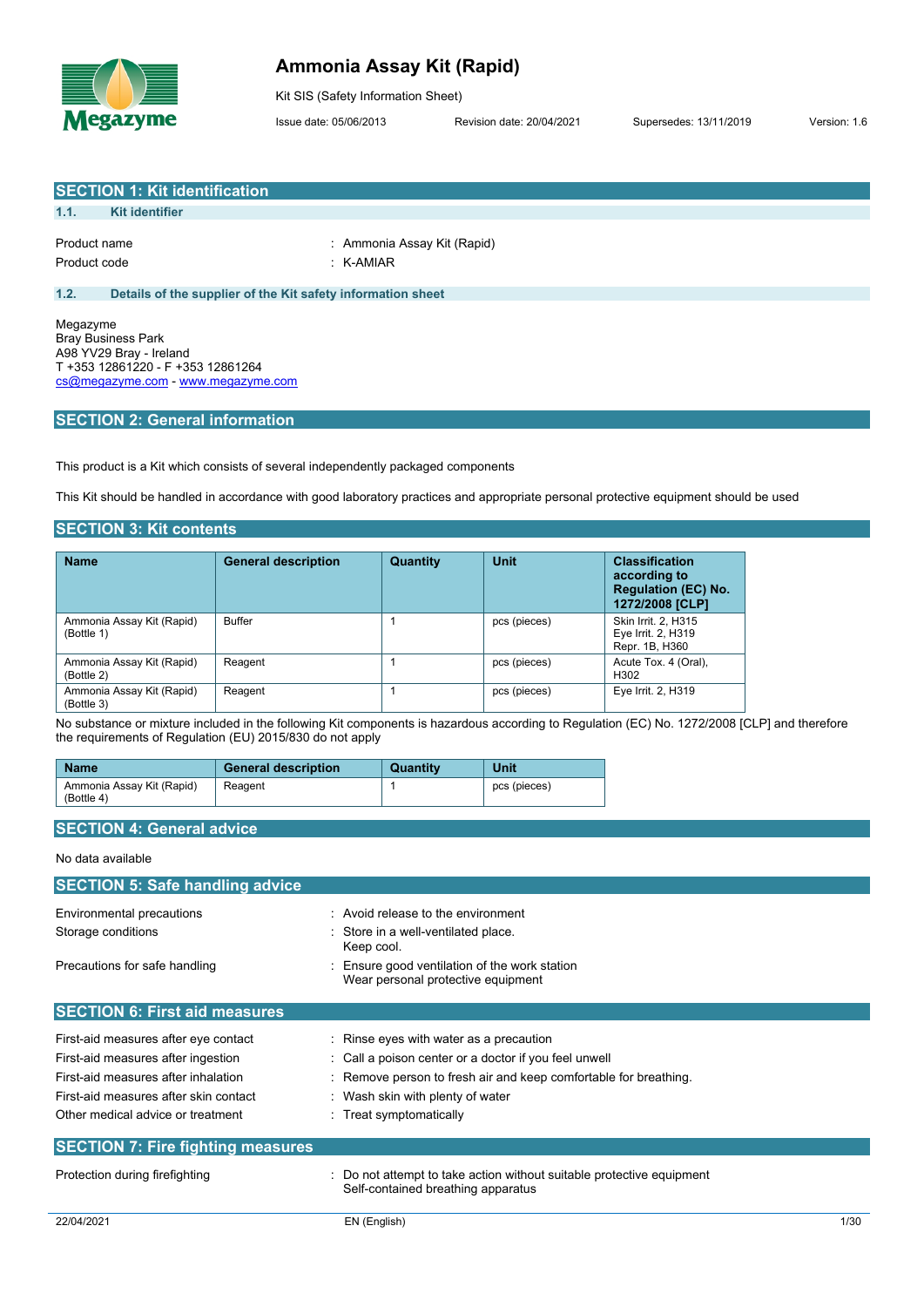# Ammonia Assay Kit (Rapid)

Kit SIS (Safety Information Sheet)

Issue date: 05/06/2013 Revision date: 20/04/2021 Supersedes: 13/11/2019 Version: 1.6

## SECTION 1: Kit identification

### 1.1. Kit identifier

Product name : Ammonia Assay Kit (Rapid)

Product code : K-AMIAR

### 1.2. Details of the supplier of the Kit safety information sheet

Megazyme
Bray Business Park
A98 YV29 Bray - Ireland
T +353 12861220 - F +353 12861264
cs@megazyme.com - www.megazyme.com

## SECTION 2: General information

This product is a Kit which consists of several independently packaged components

This Kit should be handled in accordance with good laboratory practices and appropriate personal protective equipment should be used

## SECTION 3: Kit contents

| Name | General description | Quantity | Unit | Classification according to Regulation (EC) No. 1272/2008 [CLP] |
|---|---|---|---|---|
| Ammonia Assay Kit (Rapid) (Bottle 1) | Buffer | 1 | pcs (pieces) | Skin Irrit. 2, H315<br>Eye Irrit. 2, H319<br>Repr. 1B, H360 |
| Ammonia Assay Kit (Rapid) (Bottle 2) | Reagent | 1 | pcs (pieces) | Acute Tox. 4 (Oral), H302 |
| Ammonia Assay Kit (Rapid) (Bottle 3) | Reagent | 1 | pcs (pieces) | Eye Irrit. 2, H319 |

No substance or mixture included in the following Kit components is hazardous according to Regulation (EC) No. 1272/2008 [CLP] and therefore the requirements of Regulation (EU) 2015/830 do not apply

| Name | General description | Quantity | Unit |
|---|---|---|---|
| Ammonia Assay Kit (Rapid) (Bottle 4) | Reagent | 1 | pcs (pieces) |

## SECTION 4: General advice

No data available

## SECTION 5: Safe handling advice

Environmental precautions : Avoid release to the environment

Storage conditions : Store in a well-ventilated place.
Keep cool.

Precautions for safe handling : Ensure good ventilation of the work station
Wear personal protective equipment

## SECTION 6: First aid measures

First-aid measures after eye contact : Rinse eyes with water as a precaution

First-aid measures after ingestion : Call a poison center or a doctor if you feel unwell

First-aid measures after inhalation : Remove person to fresh air and keep comfortable for breathing.

First-aid measures after skin contact : Wash skin with plenty of water

Other medical advice or treatment : Treat symptomatically

## SECTION 7: Fire fighting measures

Protection during firefighting : Do not attempt to take action without suitable protective equipment
Self-contained breathing apparatus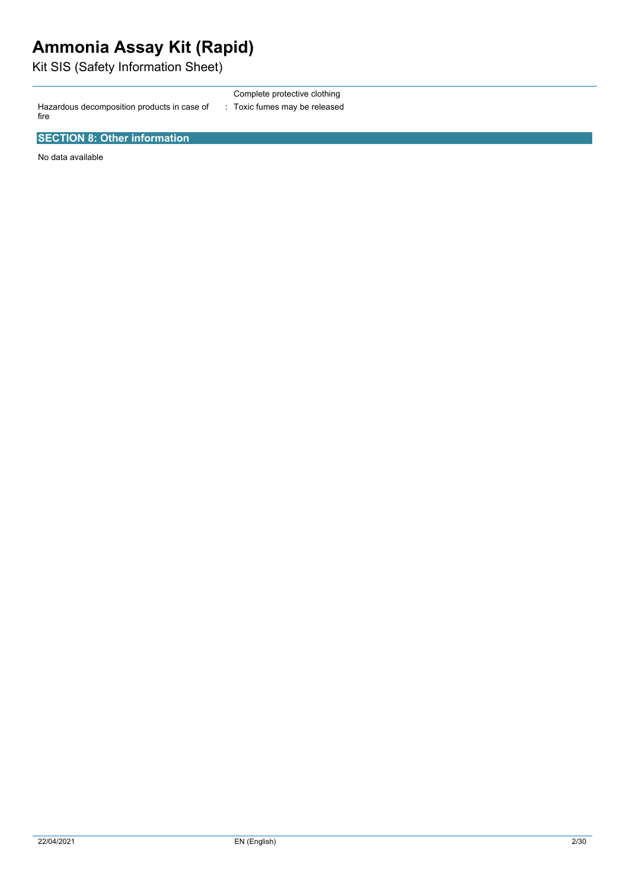| | |
|---|---|
| | Complete protective clothing |
| Hazardous decomposition products in case of fire | : Toxic fumes may be released |

## SECTION 8: Other information

No data available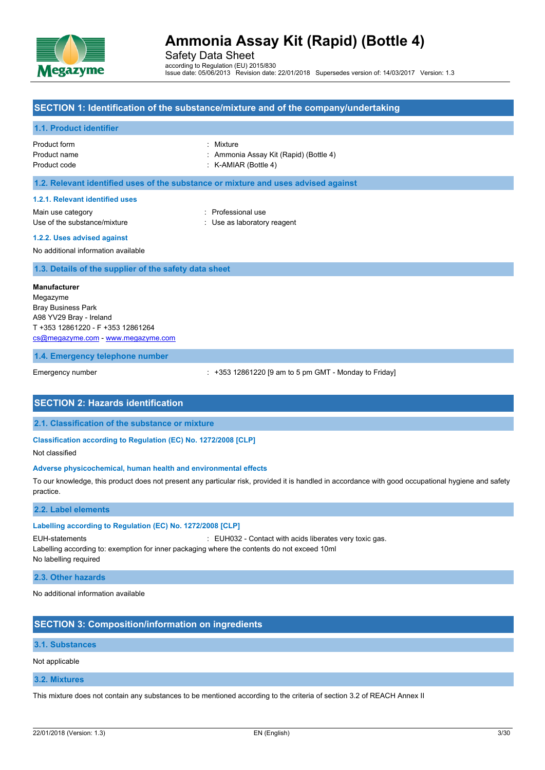## SECTION 1: Identification of the substance/mixture and of the company/undertaking

### 1.1. Product identifier

Product form : Mixture
Product name : Ammonia Assay Kit (Rapid) (Bottle 4)
Product code : K-AMIAR (Bottle 4)

### 1.2. Relevant identified uses of the substance or mixture and uses advised against

#### 1.2.1. Relevant identified uses

Main use category : Professional use
Use of the substance/mixture : Use as laboratory reagent

#### 1.2.2. Uses advised against

No additional information available

### 1.3. Details of the supplier of the safety data sheet

**Manufacturer**
Megazyme
Bray Business Park
A98 YV29 Bray - Ireland
T +353 12861220 - F +353 12861264
cs@megazyme.com - www.megazyme.com

### 1.4. Emergency telephone number

Emergency number : +353 12861220 [9 am to 5 pm GMT - Monday to Friday]

## SECTION 2: Hazards identification

### 2.1. Classification of the substance or mixture

#### Classification according to Regulation (EC) No. 1272/2008 [CLP]

Not classified

#### Adverse physicochemical, human health and environmental effects

To our knowledge, this product does not present any particular risk, provided it is handled in accordance with good occupational hygiene and safety practice.

### 2.2. Label elements

#### Labelling according to Regulation (EC) No. 1272/2008 [CLP]

EUH-statements : EUH032 - Contact with acids liberates very toxic gas.
Labelling according to: exemption for inner packaging where the contents do not exceed 10ml
No labelling required

### 2.3. Other hazards

No additional information available

## SECTION 3: Composition/information on ingredients

### 3.1. Substances

Not applicable

### 3.2. Mixtures

This mixture does not contain any substances to be mentioned according to the criteria of section 3.2 of REACH Annex II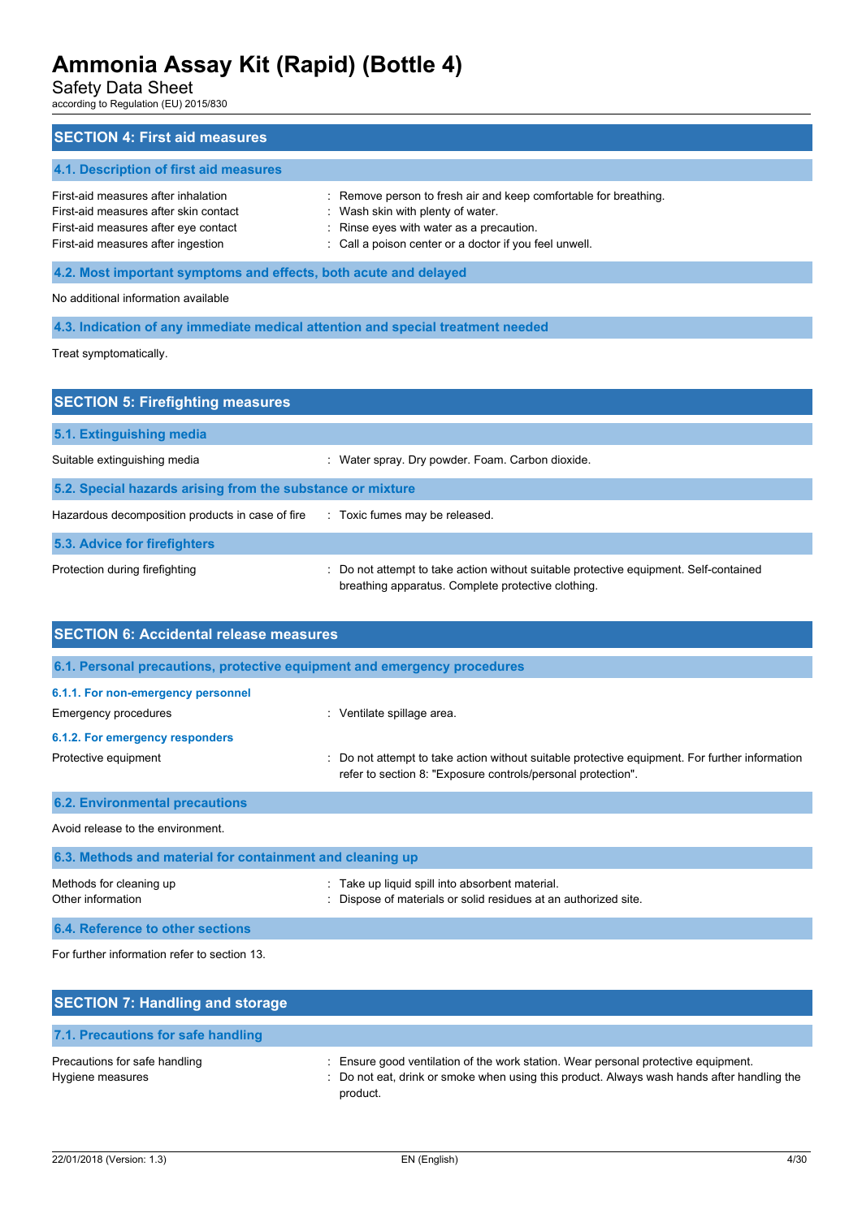## SECTION 4: First aid measures

### 4.1. Description of first aid measures

| | |
|---|---|
| First-aid measures after inhalation | : Remove person to fresh air and keep comfortable for breathing. |
| First-aid measures after skin contact | : Wash skin with plenty of water. |
| First-aid measures after eye contact | : Rinse eyes with water as a precaution. |
| First-aid measures after ingestion | : Call a poison center or a doctor if you feel unwell. |

### 4.2. Most important symptoms and effects, both acute and delayed

No additional information available

### 4.3. Indication of any immediate medical attention and special treatment needed

Treat symptomatically.

## SECTION 5: Firefighting measures

### 5.1. Extinguishing media

| | |
|---|---|
| Suitable extinguishing media | : Water spray. Dry powder. Foam. Carbon dioxide. |

### 5.2. Special hazards arising from the substance or mixture

| | |
|---|---|
| Hazardous decomposition products in case of fire | : Toxic fumes may be released. |

### 5.3. Advice for firefighters

| | |
|---|---|
| Protection during firefighting | : Do not attempt to take action without suitable protective equipment. Self-contained breathing apparatus. Complete protective clothing. |

## SECTION 6: Accidental release measures

### 6.1. Personal precautions, protective equipment and emergency procedures

#### 6.1.1. For non-emergency personnel

| | |
|---|---|
| Emergency procedures | : Ventilate spillage area. |

#### 6.1.2. For emergency responders

| | |
|---|---|
| Protective equipment | : Do not attempt to take action without suitable protective equipment. For further information refer to section 8: "Exposure controls/personal protection". |

### 6.2. Environmental precautions

Avoid release to the environment.

### 6.3. Methods and material for containment and cleaning up

| | |
|---|---|
| Methods for cleaning up | : Take up liquid spill into absorbent material. |
| Other information | : Dispose of materials or solid residues at an authorized site. |

### 6.4. Reference to other sections

For further information refer to section 13.

## SECTION 7: Handling and storage

### 7.1. Precautions for safe handling

| | |
|---|---|
| Precautions for safe handling | : Ensure good ventilation of the work station. Wear personal protective equipment. |
| Hygiene measures | : Do not eat, drink or smoke when using this product. Always wash hands after handling the product. |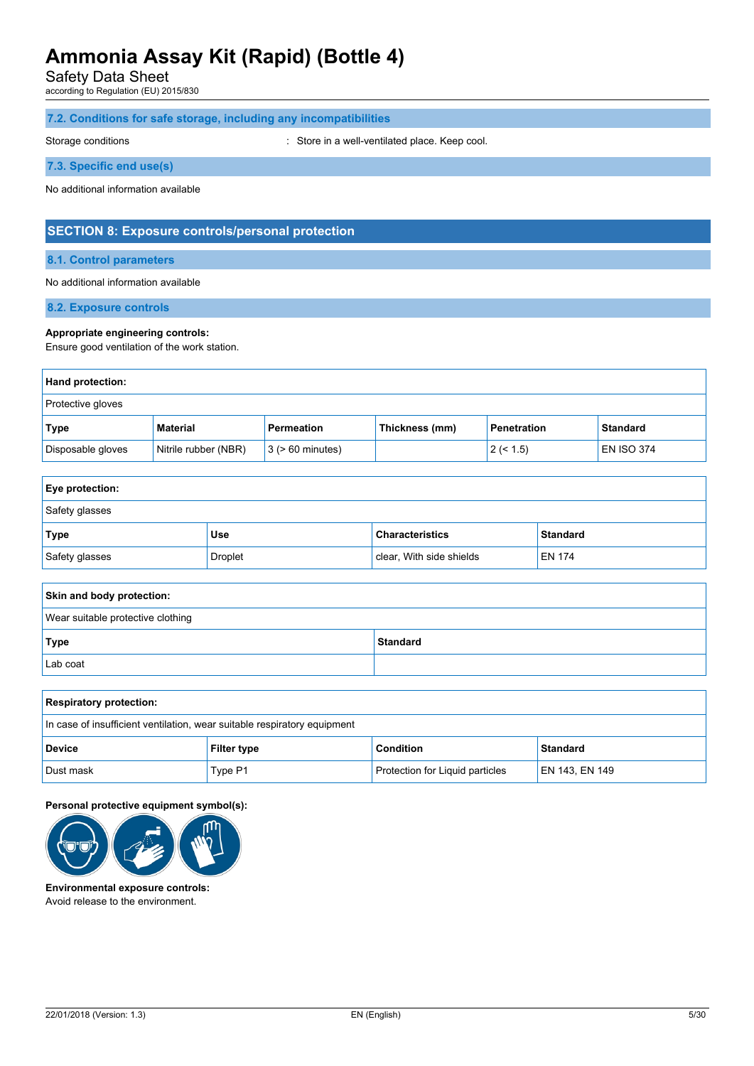### 7.2. Conditions for safe storage, including any incompatibilities

Storage conditions : Store in a well-ventilated place. Keep cool.

### 7.3. Specific end use(s)

No additional information available

## SECTION 8: Exposure controls/personal protection

### 8.1. Control parameters

No additional information available

### 8.2. Exposure controls

**Appropriate engineering controls:**
Ensure good ventilation of the work station.

**Hand protection:**

Protective gloves

| Type | Material | Permeation | Thickness (mm) | Penetration | Standard |
|---|---|---|---|---|---|
| Disposable gloves | Nitrile rubber (NBR) | 3 (> 60 minutes) | | 2 (< 1.5) | EN ISO 374 |

**Eye protection:**

Safety glasses

| Type | Use | Characteristics | Standard |
|---|---|---|---|
| Safety glasses | Droplet | clear, With side shields | EN 174 |

**Skin and body protection:**

Wear suitable protective clothing

| Type | Standard |
|---|---|
| Lab coat | |

**Respiratory protection:**

In case of insufficient ventilation, wear suitable respiratory equipment

| Device | Filter type | Condition | Standard |
|---|---|---|---|
| Dust mask | Type P1 | Protection for Liquid particles | EN 143, EN 149 |

**Personal protective equipment symbol(s):**

**Environmental exposure controls:**
Avoid release to the environment.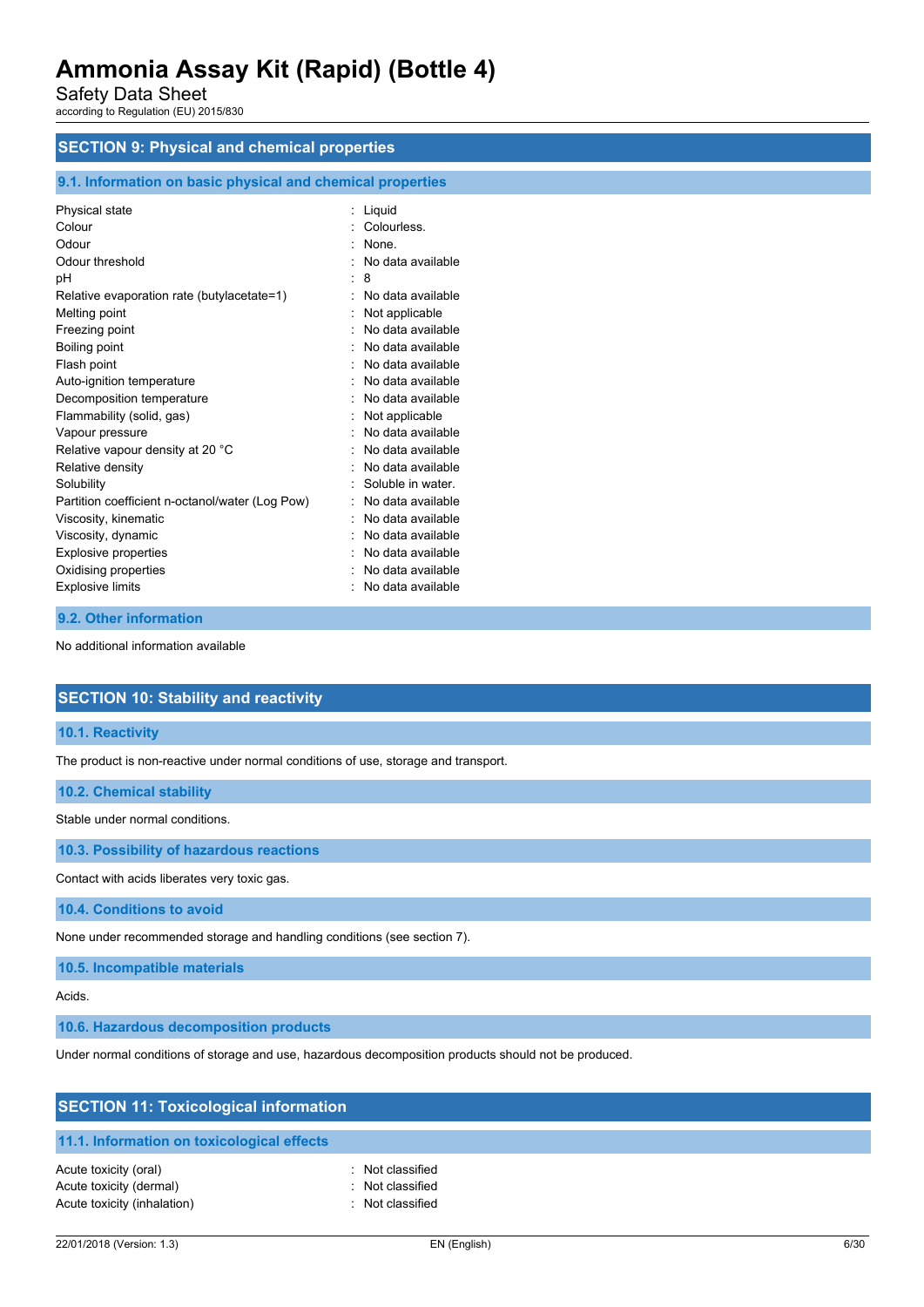## SECTION 9: Physical and chemical properties

### 9.1. Information on basic physical and chemical properties

| | |
|---|---|
| Physical state | : Liquid |
| Colour | : Colourless. |
| Odour | : None. |
| Odour threshold | : No data available |
| pH | : 8 |
| Relative evaporation rate (butylacetate=1) | : No data available |
| Melting point | : Not applicable |
| Freezing point | : No data available |
| Boiling point | : No data available |
| Flash point | : No data available |
| Auto-ignition temperature | : No data available |
| Decomposition temperature | : No data available |
| Flammability (solid, gas) | : Not applicable |
| Vapour pressure | : No data available |
| Relative vapour density at 20 °C | : No data available |
| Relative density | : No data available |
| Solubility | : Soluble in water. |
| Partition coefficient n-octanol/water (Log Pow) | : No data available |
| Viscosity, kinematic | : No data available |
| Viscosity, dynamic | : No data available |
| Explosive properties | : No data available |
| Oxidising properties | : No data available |
| Explosive limits | : No data available |

### 9.2. Other information

No additional information available

## SECTION 10: Stability and reactivity

### 10.1. Reactivity

The product is non-reactive under normal conditions of use, storage and transport.

### 10.2. Chemical stability

Stable under normal conditions.

### 10.3. Possibility of hazardous reactions

Contact with acids liberates very toxic gas.

### 10.4. Conditions to avoid

None under recommended storage and handling conditions (see section 7).

### 10.5. Incompatible materials

Acids.

### 10.6. Hazardous decomposition products

Under normal conditions of storage and use, hazardous decomposition products should not be produced.

## SECTION 11: Toxicological information

### 11.1. Information on toxicological effects

| | |
|---|---|
| Acute toxicity (oral) | : Not classified |
| Acute toxicity (dermal) | : Not classified |
| Acute toxicity (inhalation) | : Not classified |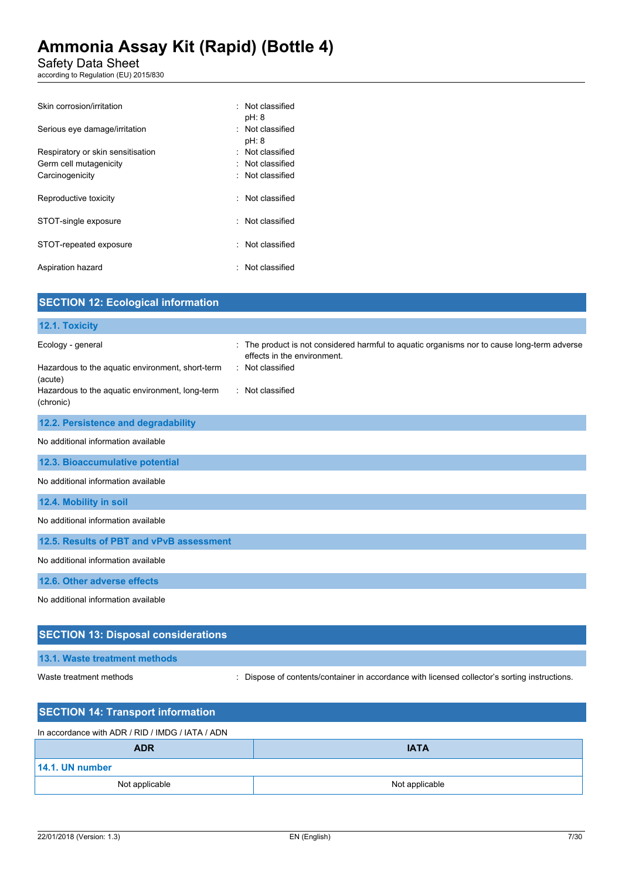| | |
|---|---|
| Skin corrosion/irritation | : Not classified<br>pH: 8 |
| Serious eye damage/irritation | : Not classified<br>pH: 8 |
| Respiratory or skin sensitisation | : Not classified |
| Germ cell mutagenicity | : Not classified |
| Carcinogenicity | : Not classified |
| Reproductive toxicity | : Not classified |
| STOT-single exposure | : Not classified |
| STOT-repeated exposure | : Not classified |
| Aspiration hazard | : Not classified |

## SECTION 12: Ecological information

### 12.1. Toxicity

| | |
|---|---|
| Ecology - general | : The product is not considered harmful to aquatic organisms nor to cause long-term adverse effects in the environment. |
| Hazardous to the aquatic environment, short-term (acute) | : Not classified |
| Hazardous to the aquatic environment, long-term (chronic) | : Not classified |

### 12.2. Persistence and degradability

No additional information available

### 12.3. Bioaccumulative potential

No additional information available

### 12.4. Mobility in soil

No additional information available

### 12.5. Results of PBT and vPvB assessment

No additional information available

### 12.6. Other adverse effects

No additional information available

## SECTION 13: Disposal considerations

### 13.1. Waste treatment methods

| | |
|---|---|
| Waste treatment methods | : Dispose of contents/container in accordance with licensed collector's sorting instructions. |

## SECTION 14: Transport information

In accordance with ADR / RID / IMDG / IATA / ADN

| ADR | IATA |
|---|---|
| **14.1. UN number** | |
| Not applicable | Not applicable |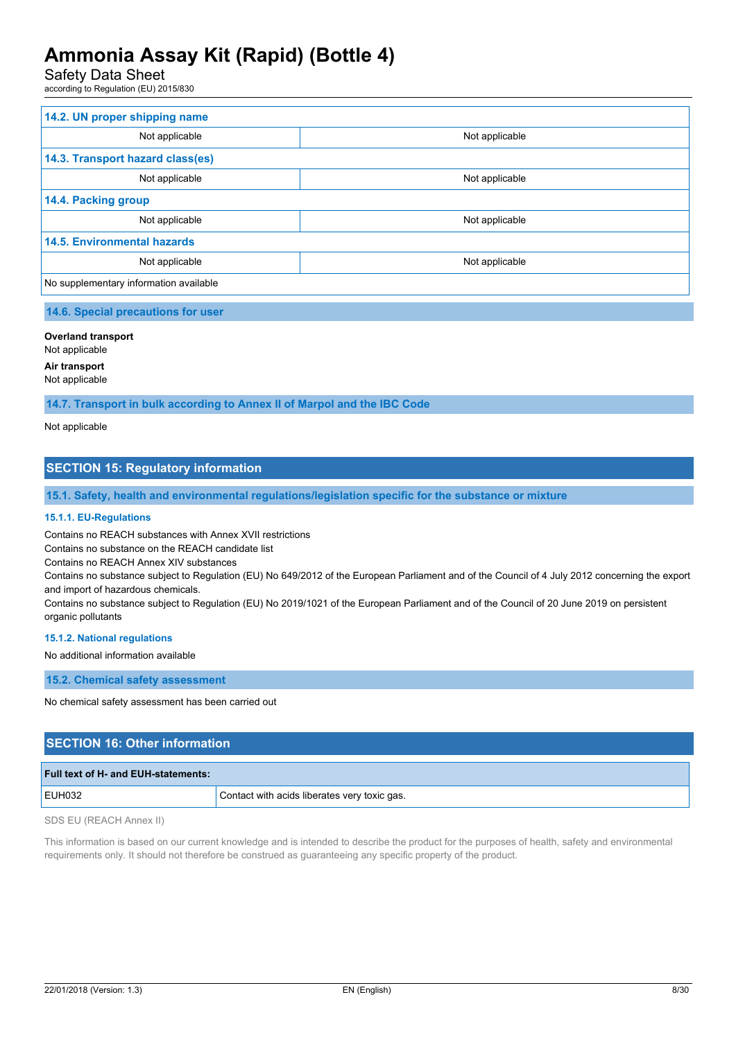| 14.2. UN proper shipping name | |
|---|---|
| Not applicable | Not applicable |
| **14.3. Transport hazard class(es)** | |
| Not applicable | Not applicable |
| **14.4. Packing group** | |
| Not applicable | Not applicable |
| **14.5. Environmental hazards** | |
| Not applicable | Not applicable |
| No supplementary information available | |

### 14.6. Special precautions for user

**Overland transport**
Not applicable

**Air transport**
Not applicable

### 14.7. Transport in bulk according to Annex II of Marpol and the IBC Code

Not applicable

## SECTION 15: Regulatory information

### 15.1. Safety, health and environmental regulations/legislation specific for the substance or mixture

#### 15.1.1. EU-Regulations

Contains no REACH substances with Annex XVII restrictions
Contains no substance on the REACH candidate list
Contains no REACH Annex XIV substances
Contains no substance subject to Regulation (EU) No 649/2012 of the European Parliament and of the Council of 4 July 2012 concerning the export and import of hazardous chemicals.
Contains no substance subject to Regulation (EU) No 2019/1021 of the European Parliament and of the Council of 20 June 2019 on persistent organic pollutants

#### 15.1.2. National regulations

No additional information available

### 15.2. Chemical safety assessment

No chemical safety assessment has been carried out

## SECTION 16: Other information

| Full text of H- and EUH-statements: | |
|---|---|
| EUH032 | Contact with acids liberates very toxic gas. |

SDS EU (REACH Annex II)

This information is based on our current knowledge and is intended to describe the product for the purposes of health, safety and environmental requirements only. It should not therefore be construed as guaranteeing any specific property of the product.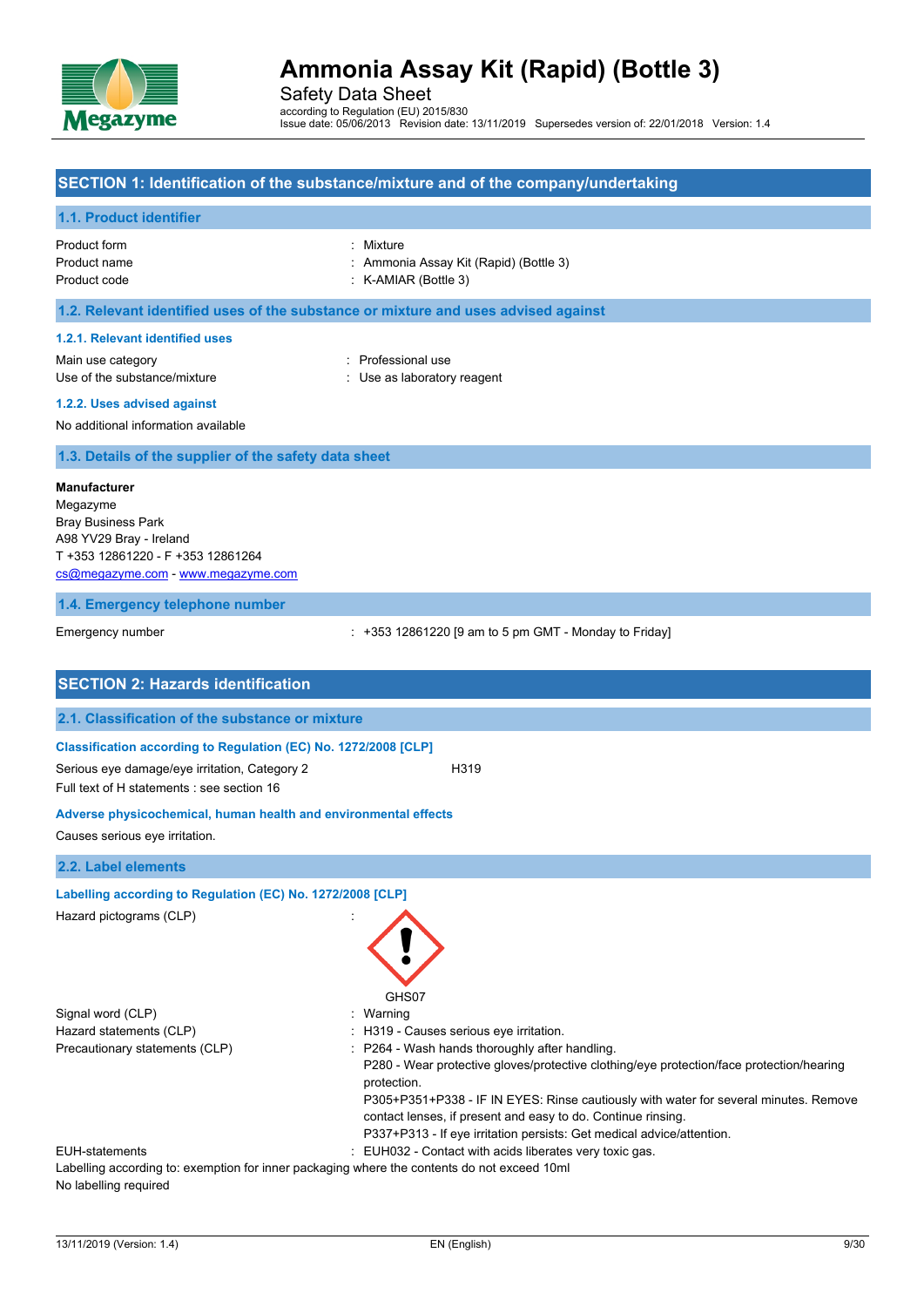# SECTION 1: Identification of the substance/mixture and of the company/undertaking

## 1.1. Product identifier

| | |
|---|---|
| Product form | : Mixture |
| Product name | : Ammonia Assay Kit (Rapid) (Bottle 3) |
| Product code | : K-AMIAR (Bottle 3) |

## 1.2. Relevant identified uses of the substance or mixture and uses advised against

### 1.2.1. Relevant identified uses

| | |
|---|---|
| Main use category | : Professional use |
| Use of the substance/mixture | : Use as laboratory reagent |

### 1.2.2. Uses advised against

No additional information available

## 1.3. Details of the supplier of the safety data sheet

**Manufacturer**
Megazyme
Bray Business Park
A98 YV29 Bray - Ireland
T +353 12861220 - F +353 12861264
cs@megazyme.com - www.megazyme.com

## 1.4. Emergency telephone number

Emergency number : +353 12861220 [9 am to 5 pm GMT - Monday to Friday]

# SECTION 2: Hazards identification

## 2.1. Classification of the substance or mixture

### Classification according to Regulation (EC) No. 1272/2008 [CLP]

Serious eye damage/eye irritation, Category 2 H319

Full text of H statements : see section 16

### Adverse physicochemical, human health and environmental effects

Causes serious eye irritation.

## 2.2. Label elements

### Labelling according to Regulation (EC) No. 1272/2008 [CLP]

Hazard pictograms (CLP) : GHS07

Signal word (CLP) : Warning

Hazard statements (CLP) : H319 - Causes serious eye irritation.

Precautionary statements (CLP) :
- P264 - Wash hands thoroughly after handling.
- P280 - Wear protective gloves/protective clothing/eye protection/face protection/hearing protection.
- P305+P351+P338 - IF IN EYES: Rinse cautiously with water for several minutes. Remove contact lenses, if present and easy to do. Continue rinsing.
- P337+P313 - If eye irritation persists: Get medical advice/attention.

EUH-statements : EUH032 - Contact with acids liberates very toxic gas.

Labelling according to: exemption for inner packaging where the contents do not exceed 10ml

No labelling required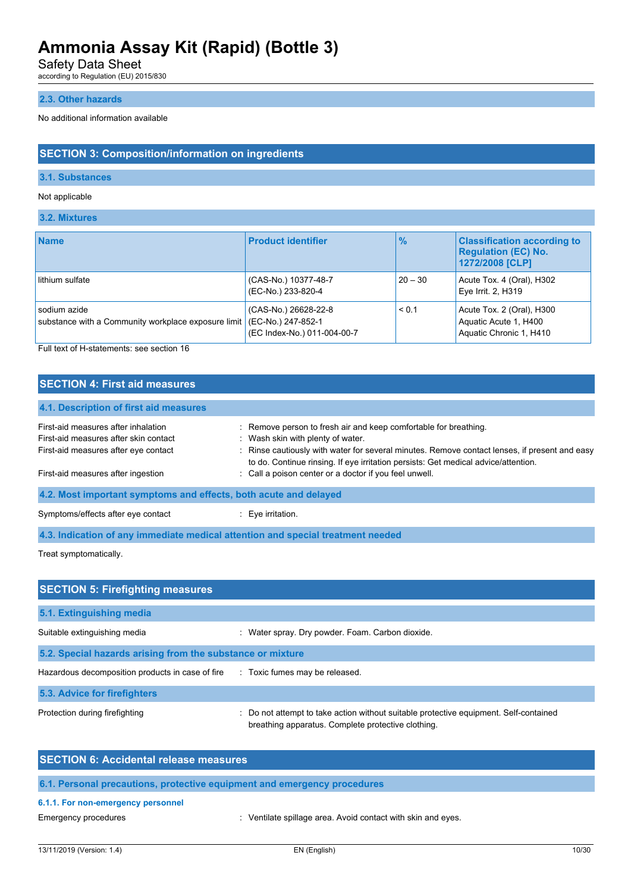### 2.3. Other hazards

No additional information available

## SECTION 3: Composition/information on ingredients

### 3.1. Substances

Not applicable

### 3.2. Mixtures

| Name | Product identifier | % | Classification according to Regulation (EC) No. 1272/2008 [CLP] |
|---|---|---|---|
| lithium sulfate | (CAS-No.) 10377-48-7<br>(EC-No.) 233-820-4 | 20 – 30 | Acute Tox. 4 (Oral), H302<br>Eye Irrit. 2, H319 |
| sodium azide<br>substance with a Community workplace exposure limit | (CAS-No.) 26628-22-8<br>(EC-No.) 247-852-1<br>(EC Index-No.) 011-004-00-7 | < 0.1 | Acute Tox. 2 (Oral), H300<br>Aquatic Acute 1, H400<br>Aquatic Chronic 1, H410 |

Full text of H-statements: see section 16

## SECTION 4: First aid measures

### 4.1. Description of first aid measures

First-aid measures after inhalation : Remove person to fresh air and keep comfortable for breathing.

First-aid measures after skin contact : Wash skin with plenty of water.

First-aid measures after eye contact : Rinse cautiously with water for several minutes. Remove contact lenses, if present and easy to do. Continue rinsing. If eye irritation persists: Get medical advice/attention.

First-aid measures after ingestion : Call a poison center or a doctor if you feel unwell.

### 4.2. Most important symptoms and effects, both acute and delayed

Symptoms/effects after eye contact : Eye irritation.

### 4.3. Indication of any immediate medical attention and special treatment needed

Treat symptomatically.

## SECTION 5: Firefighting measures

### 5.1. Extinguishing media

Suitable extinguishing media : Water spray. Dry powder. Foam. Carbon dioxide.

### 5.2. Special hazards arising from the substance or mixture

Hazardous decomposition products in case of fire : Toxic fumes may be released.

### 5.3. Advice for firefighters

Protection during firefighting : Do not attempt to take action without suitable protective equipment. Self-contained breathing apparatus. Complete protective clothing.

## SECTION 6: Accidental release measures

### 6.1. Personal precautions, protective equipment and emergency procedures

#### 6.1.1. For non-emergency personnel

Emergency procedures : Ventilate spillage area. Avoid contact with skin and eyes.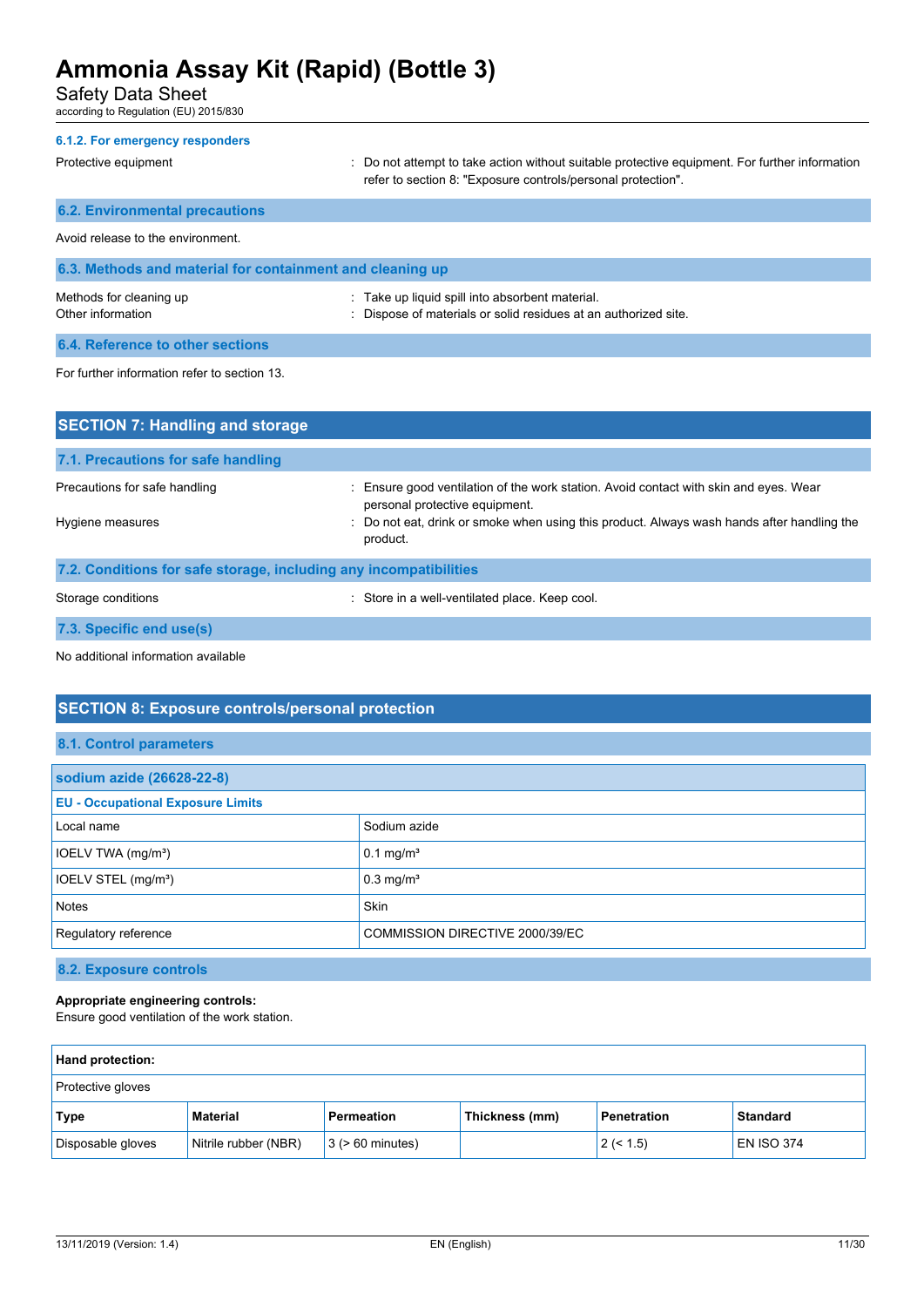#### 6.1.2. For emergency responders

Protective equipment : Do not attempt to take action without suitable protective equipment. For further information refer to section 8: "Exposure controls/personal protection".

### 6.2. Environmental precautions

Avoid release to the environment.

### 6.3. Methods and material for containment and cleaning up

Methods for cleaning up : Take up liquid spill into absorbent material.

Other information : Dispose of materials or solid residues at an authorized site.

### 6.4. Reference to other sections

For further information refer to section 13.

## SECTION 7: Handling and storage

### 7.1. Precautions for safe handling

Precautions for safe handling : Ensure good ventilation of the work station. Avoid contact with skin and eyes. Wear personal protective equipment.

Hygiene measures : Do not eat, drink or smoke when using this product. Always wash hands after handling the product.

### 7.2. Conditions for safe storage, including any incompatibilities

Storage conditions : Store in a well-ventilated place. Keep cool.

### 7.3. Specific end use(s)

No additional information available

## SECTION 8: Exposure controls/personal protection

### 8.1. Control parameters

| sodium azide (26628-22-8) | |
|---|---|
| **EU - Occupational Exposure Limits** | |
| Local name | Sodium azide |
| IOELV TWA (mg/m³) | 0.1 mg/m³ |
| IOELV STEL (mg/m³) | 0.3 mg/m³ |
| Notes | Skin |
| Regulatory reference | COMMISSION DIRECTIVE 2000/39/EC |

### 8.2. Exposure controls

**Appropriate engineering controls:**
Ensure good ventilation of the work station.

| **Hand protection:** | | | | | |
|---|---|---|---|---|---|
| Protective gloves | | | | | |
| **Type** | **Material** | **Permeation** | **Thickness (mm)** | **Penetration** | **Standard** |
| Disposable gloves | Nitrile rubber (NBR) | 3 (> 60 minutes) | | 2 (< 1.5) | EN ISO 374 |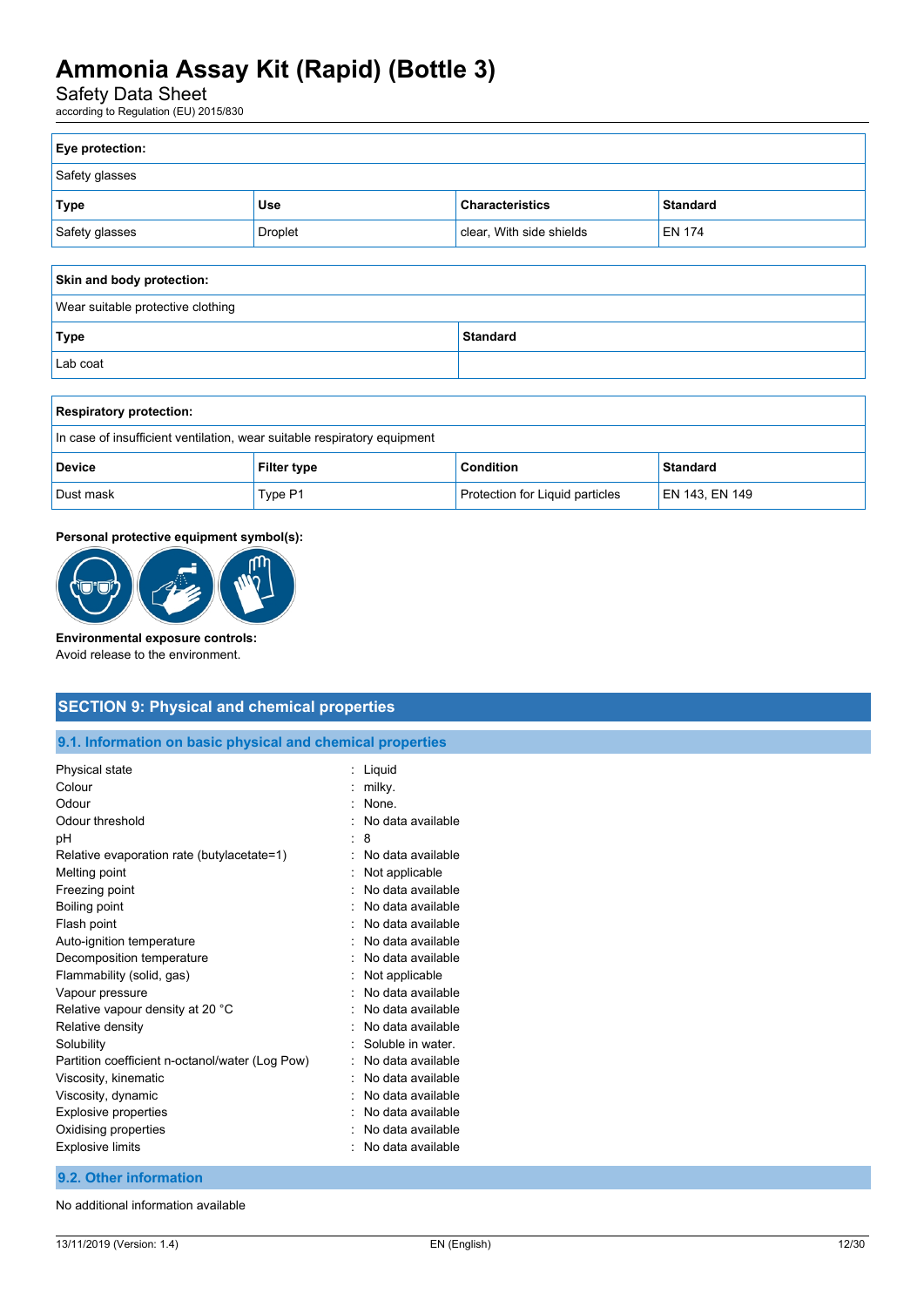| Eye protection: | | | |
|---|---|---|---|
| Safety glasses | | | |
| **Type** | **Use** | **Characteristics** | **Standard** |
| Safety glasses | Droplet | clear, With side shields | EN 174 |

| Skin and body protection: | |
|---|---|
| Wear suitable protective clothing | |
| **Type** | **Standard** |
| Lab coat | |

| Respiratory protection: | | | |
|---|---|---|---|
| In case of insufficient ventilation, wear suitable respiratory equipment | | | |
| **Device** | **Filter type** | **Condition** | **Standard** |
| Dust mask | Type P1 | Protection for Liquid particles | EN 143, EN 149 |

**Personal protective equipment symbol(s):**

**Environmental exposure controls:**
Avoid release to the environment.

## SECTION 9: Physical and chemical properties

### 9.1. Information on basic physical and chemical properties

| | |
|---|---|
| Physical state | : Liquid |
| Colour | : milky. |
| Odour | : None. |
| Odour threshold | : No data available |
| pH | : 8 |
| Relative evaporation rate (butylacetate=1) | : No data available |
| Melting point | : Not applicable |
| Freezing point | : No data available |
| Boiling point | : No data available |
| Flash point | : No data available |
| Auto-ignition temperature | : No data available |
| Decomposition temperature | : No data available |
| Flammability (solid, gas) | : Not applicable |
| Vapour pressure | : No data available |
| Relative vapour density at 20 °C | : No data available |
| Relative density | : No data available |
| Solubility | : Soluble in water. |
| Partition coefficient n-octanol/water (Log Pow) | : No data available |
| Viscosity, kinematic | : No data available |
| Viscosity, dynamic | : No data available |
| Explosive properties | : No data available |
| Oxidising properties | : No data available |
| Explosive limits | : No data available |

### 9.2. Other information

No additional information available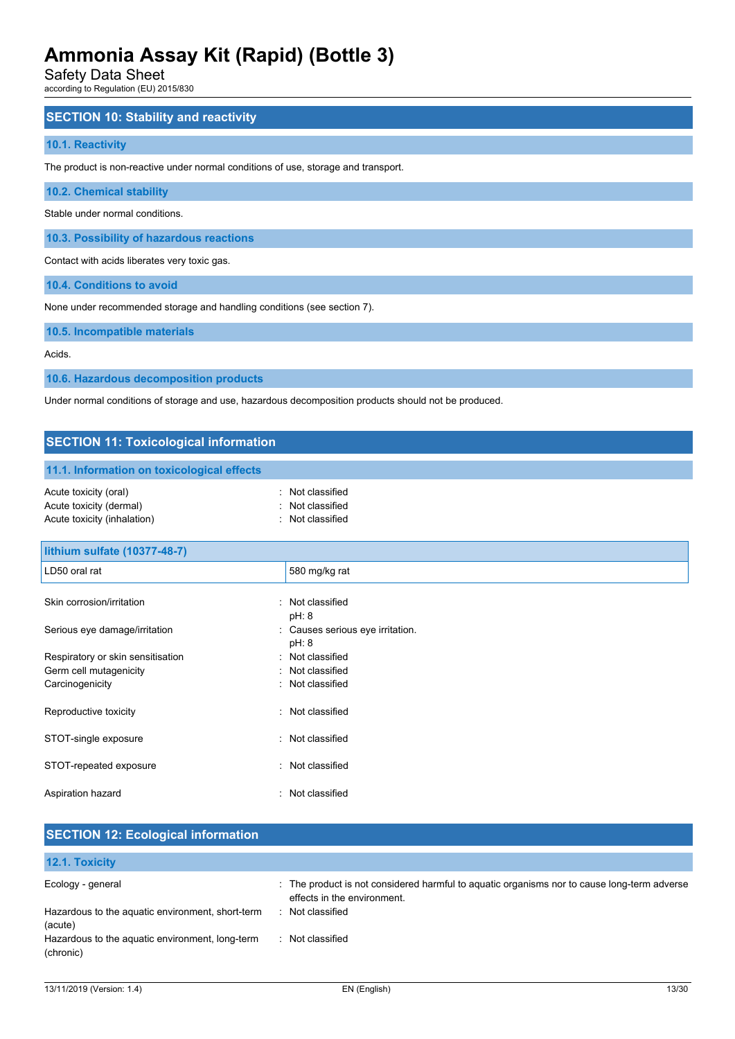## SECTION 10: Stability and reactivity

### 10.1. Reactivity

The product is non-reactive under normal conditions of use, storage and transport.

### 10.2. Chemical stability

Stable under normal conditions.

### 10.3. Possibility of hazardous reactions

Contact with acids liberates very toxic gas.

### 10.4. Conditions to avoid

None under recommended storage and handling conditions (see section 7).

### 10.5. Incompatible materials

Acids.

### 10.6. Hazardous decomposition products

Under normal conditions of storage and use, hazardous decomposition products should not be produced.

## SECTION 11: Toxicological information

### 11.1. Information on toxicological effects

Acute toxicity (oral) : Not classified
Acute toxicity (dermal) : Not classified
Acute toxicity (inhalation) : Not classified

| lithium sulfate (10377-48-7) | |
|---|---|
| LD50 oral rat | 580 mg/kg rat |

Skin corrosion/irritation : Not classified
pH: 8

Serious eye damage/irritation : Causes serious eye irritation.
pH: 8

Respiratory or skin sensitisation : Not classified
Germ cell mutagenicity : Not classified
Carcinogenicity : Not classified

Reproductive toxicity : Not classified

STOT-single exposure : Not classified

STOT-repeated exposure : Not classified

Aspiration hazard : Not classified

## SECTION 12: Ecological information

### 12.1. Toxicity

Ecology - general : The product is not considered harmful to aquatic organisms nor to cause long-term adverse effects in the environment.
Hazardous to the aquatic environment, short-term (acute) : Not classified
Hazardous to the aquatic environment, long-term (chronic) : Not classified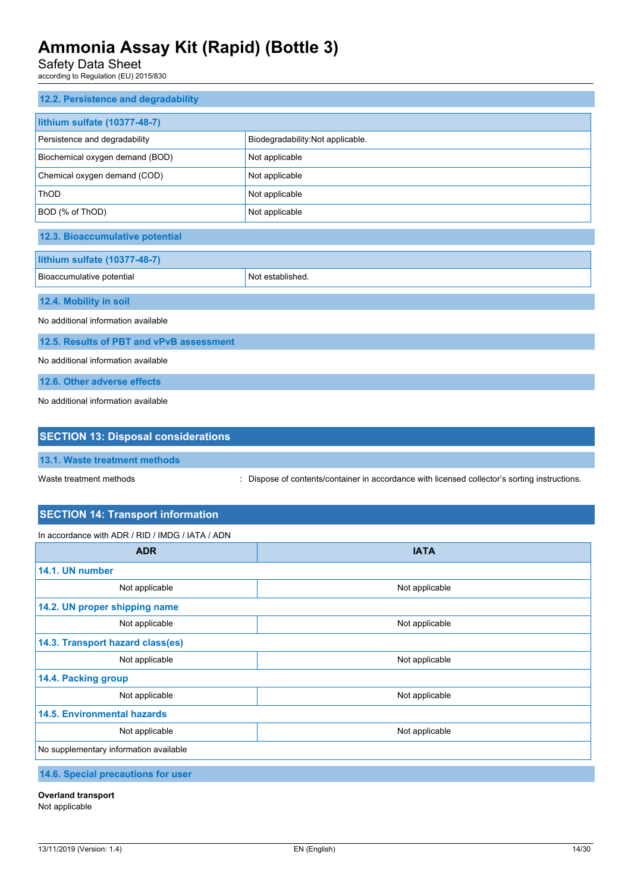### 12.2. Persistence and degradability

| lithium sulfate (10377-48-7) | |
|---|---|
| Persistence and degradability | Biodegradability:Not applicable. |
| Biochemical oxygen demand (BOD) | Not applicable |
| Chemical oxygen demand (COD) | Not applicable |
| ThOD | Not applicable |
| BOD (% of ThOD) | Not applicable |

### 12.3. Bioaccumulative potential

| lithium sulfate (10377-48-7) | |
|---|---|
| Bioaccumulative potential | Not established. |

### 12.4. Mobility in soil

No additional information available

### 12.5. Results of PBT and vPvB assessment

No additional information available

### 12.6. Other adverse effects

No additional information available

## SECTION 13: Disposal considerations

### 13.1. Waste treatment methods

Waste treatment methods : Dispose of contents/container in accordance with licensed collector's sorting instructions.

## SECTION 14: Transport information

In accordance with ADR / RID / IMDG / IATA / ADN

| ADR | IATA |
|---|---|
| **14.1. UN number** | |
| Not applicable | Not applicable |
| **14.2. UN proper shipping name** | |
| Not applicable | Not applicable |
| **14.3. Transport hazard class(es)** | |
| Not applicable | Not applicable |
| **14.4. Packing group** | |
| Not applicable | Not applicable |
| **14.5. Environmental hazards** | |
| Not applicable | Not applicable |
| No supplementary information available | |

### 14.6. Special precautions for user

**Overland transport**
Not applicable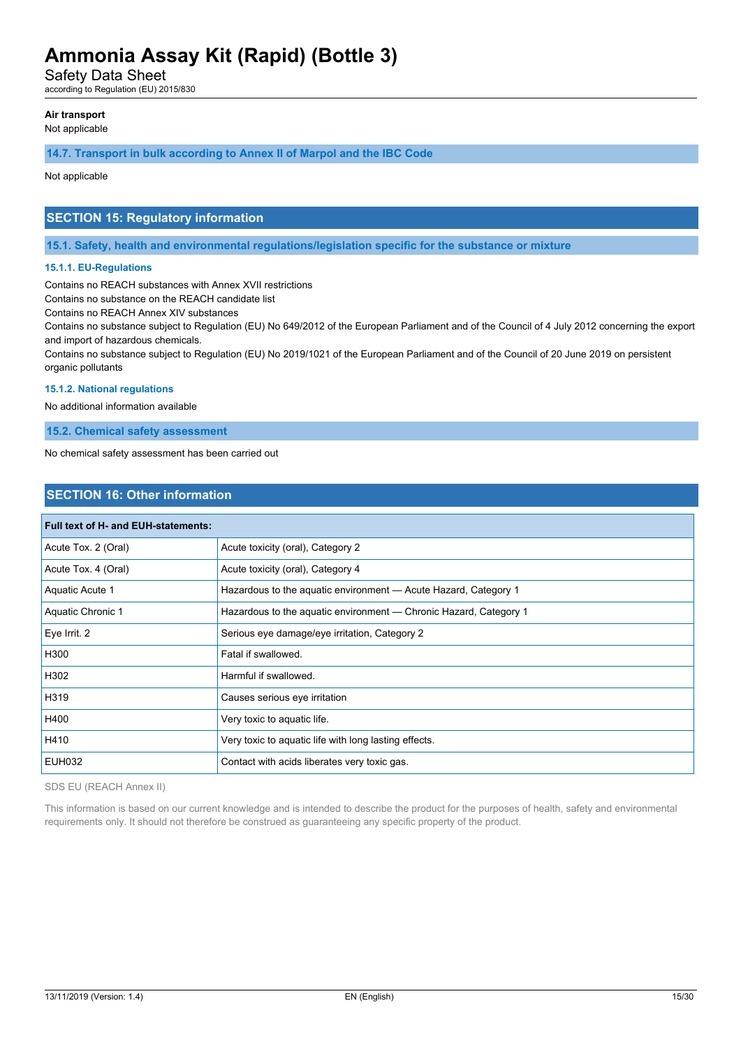**Air transport**

Not applicable

### 14.7. Transport in bulk according to Annex II of Marpol and the IBC Code

Not applicable

## SECTION 15: Regulatory information

### 15.1. Safety, health and environmental regulations/legislation specific for the substance or mixture

#### 15.1.1. EU-Regulations

Contains no REACH substances with Annex XVII restrictions

Contains no substance on the REACH candidate list

Contains no REACH Annex XIV substances

Contains no substance subject to Regulation (EU) No 649/2012 of the European Parliament and of the Council of 4 July 2012 concerning the export and import of hazardous chemicals.

Contains no substance subject to Regulation (EU) No 2019/1021 of the European Parliament and of the Council of 20 June 2019 on persistent organic pollutants

#### 15.1.2. National regulations

No additional information available

### 15.2. Chemical safety assessment

No chemical safety assessment has been carried out

## SECTION 16: Other information

| Full text of H- and EUH-statements: | |
|---|---|
| Acute Tox. 2 (Oral) | Acute toxicity (oral), Category 2 |
| Acute Tox. 4 (Oral) | Acute toxicity (oral), Category 4 |
| Aquatic Acute 1 | Hazardous to the aquatic environment — Acute Hazard, Category 1 |
| Aquatic Chronic 1 | Hazardous to the aquatic environment — Chronic Hazard, Category 1 |
| Eye Irrit. 2 | Serious eye damage/eye irritation, Category 2 |
| H300 | Fatal if swallowed. |
| H302 | Harmful if swallowed. |
| H319 | Causes serious eye irritation |
| H400 | Very toxic to aquatic life. |
| H410 | Very toxic to aquatic life with long lasting effects. |
| EUH032 | Contact with acids liberates very toxic gas. |

SDS EU (REACH Annex II)

This information is based on our current knowledge and is intended to describe the product for the purposes of health, safety and environmental requirements only. It should not therefore be construed as guaranteeing any specific property of the product.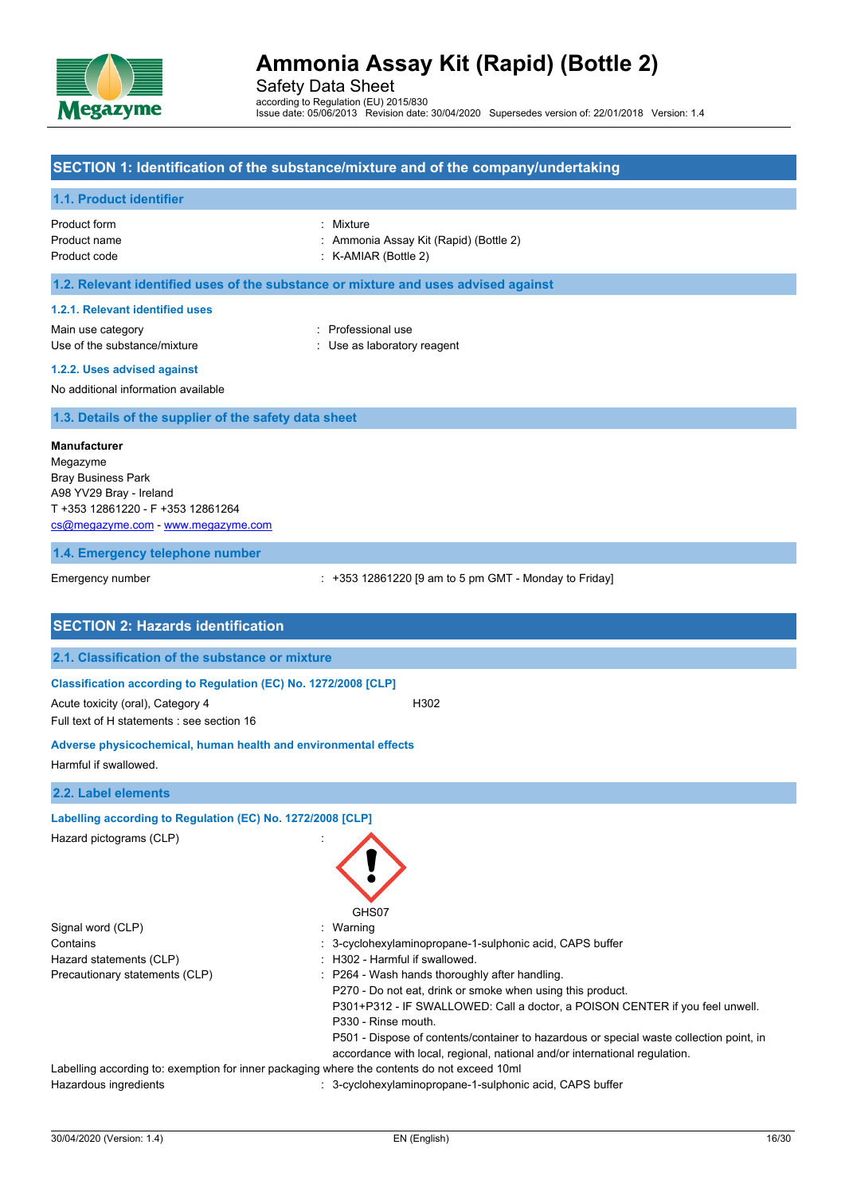# Ammonia Assay Kit (Rapid) (Bottle 2)

Safety Data Sheet

according to Regulation (EU) 2015/830

Issue date: 05/06/2013 Revision date: 30/04/2020 Supersedes version of: 22/01/2018 Version: 1.4

## SECTION 1: Identification of the substance/mixture and of the company/undertaking

### 1.1. Product identifier

| | |
|---|---|
| Product form | : Mixture |
| Product name | : Ammonia Assay Kit (Rapid) (Bottle 2) |
| Product code | : K-AMIAR (Bottle 2) |

### 1.2. Relevant identified uses of the substance or mixture and uses advised against

#### 1.2.1. Relevant identified uses

| | |
|---|---|
| Main use category | : Professional use |
| Use of the substance/mixture | : Use as laboratory reagent |

#### 1.2.2. Uses advised against

No additional information available

### 1.3. Details of the supplier of the safety data sheet

**Manufacturer**
Megazyme
Bray Business Park
A98 YV29 Bray - Ireland
T +353 12861220 - F +353 12861264
cs@megazyme.com - www.megazyme.com

### 1.4. Emergency telephone number

| | |
|---|---|
| Emergency number | : +353 12861220 [9 am to 5 pm GMT - Monday to Friday] |

## SECTION 2: Hazards identification

### 2.1. Classification of the substance or mixture

**Classification according to Regulation (EC) No. 1272/2008 [CLP]**

| | |
|---|---|
| Acute toxicity (oral), Category 4 | H302 |

Full text of H statements : see section 16

**Adverse physicochemical, human health and environmental effects**

Harmful if swallowed.

### 2.2. Label elements

**Labelling according to Regulation (EC) No. 1272/2008 [CLP]**

Hazard pictograms (CLP) :

GHS07

| | |
|---|---|
| Signal word (CLP) | : Warning |
| Contains | : 3-cyclohexylaminopropane-1-sulphonic acid, CAPS buffer |
| Hazard statements (CLP) | : H302 - Harmful if swallowed. |
| Precautionary statements (CLP) | : P264 - Wash hands thoroughly after handling.<br>P270 - Do not eat, drink or smoke when using this product.<br>P301+P312 - IF SWALLOWED: Call a doctor, a POISON CENTER if you feel unwell.<br>P330 - Rinse mouth.<br>P501 - Dispose of contents/container to hazardous or special waste collection point, in accordance with local, regional, national and/or international regulation. |

Labelling according to: exemption for inner packaging where the contents do not exceed 10ml

| | |
|---|---|
| Hazardous ingredients | : 3-cyclohexylaminopropane-1-sulphonic acid, CAPS buffer |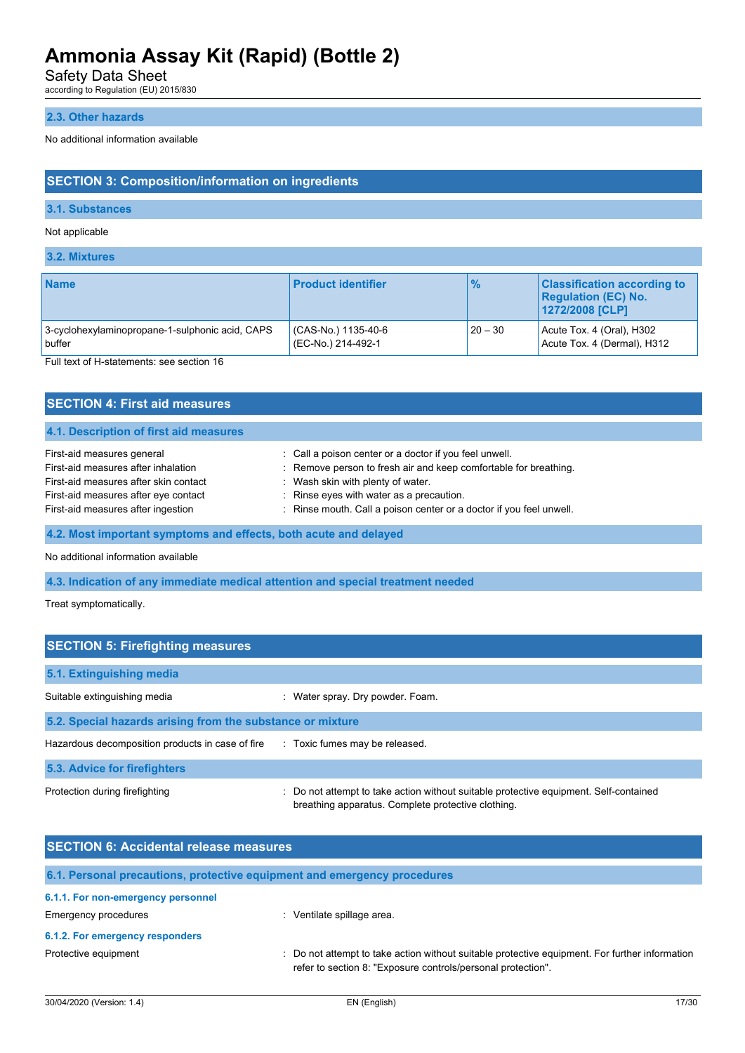### 2.3. Other hazards

No additional information available

## SECTION 3: Composition/information on ingredients

### 3.1. Substances

Not applicable

### 3.2. Mixtures

| Name | Product identifier | % | Classification according to Regulation (EC) No. 1272/2008 [CLP] |
|---|---|---|---|
| 3-cyclohexylaminopropane-1-sulphonic acid, CAPS buffer | (CAS-No.) 1135-40-6<br>(EC-No.) 214-492-1 | 20 – 30 | Acute Tox. 4 (Oral), H302<br>Acute Tox. 4 (Dermal), H312 |

Full text of H-statements: see section 16

## SECTION 4: First aid measures

### 4.1. Description of first aid measures

First-aid measures general : Call a poison center or a doctor if you feel unwell.
First-aid measures after inhalation : Remove person to fresh air and keep comfortable for breathing.
First-aid measures after skin contact : Wash skin with plenty of water.
First-aid measures after eye contact : Rinse eyes with water as a precaution.
First-aid measures after ingestion : Rinse mouth. Call a poison center or a doctor if you feel unwell.

### 4.2. Most important symptoms and effects, both acute and delayed

No additional information available

### 4.3. Indication of any immediate medical attention and special treatment needed

Treat symptomatically.

## SECTION 5: Firefighting measures

### 5.1. Extinguishing media

Suitable extinguishing media : Water spray. Dry powder. Foam.

### 5.2. Special hazards arising from the substance or mixture

Hazardous decomposition products in case of fire : Toxic fumes may be released.

### 5.3. Advice for firefighters

Protection during firefighting : Do not attempt to take action without suitable protective equipment. Self-contained breathing apparatus. Complete protective clothing.

## SECTION 6: Accidental release measures

### 6.1. Personal precautions, protective equipment and emergency procedures

#### 6.1.1. For non-emergency personnel

Emergency procedures : Ventilate spillage area.

#### 6.1.2. For emergency responders

Protective equipment : Do not attempt to take action without suitable protective equipment. For further information refer to section 8: "Exposure controls/personal protection".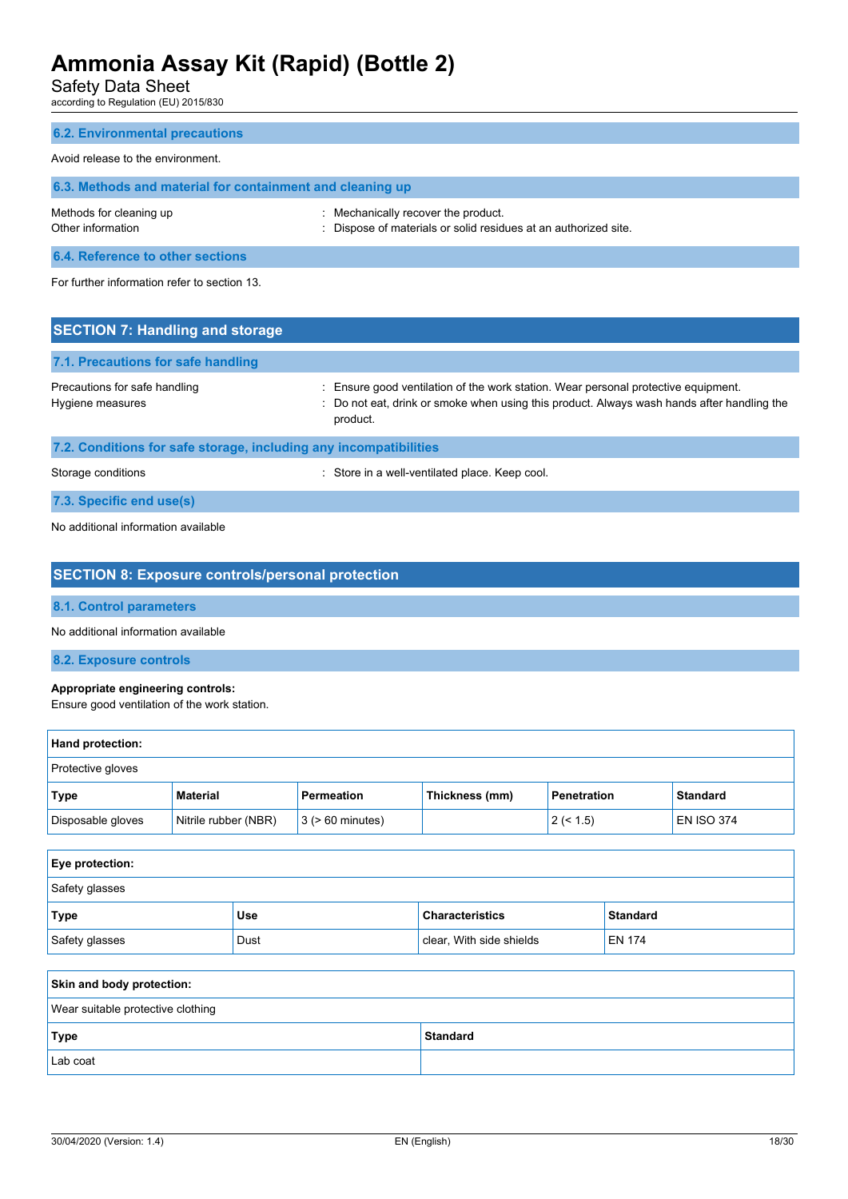### 6.2. Environmental precautions

Avoid release to the environment.

### 6.3. Methods and material for containment and cleaning up

Methods for cleaning up : Mechanically recover the product.
Other information : Dispose of materials or solid residues at an authorized site.

### 6.4. Reference to other sections

For further information refer to section 13.

## SECTION 7: Handling and storage

### 7.1. Precautions for safe handling

Precautions for safe handling : Ensure good ventilation of the work station. Wear personal protective equipment.
Hygiene measures : Do not eat, drink or smoke when using this product. Always wash hands after handling the product.

### 7.2. Conditions for safe storage, including any incompatibilities

Storage conditions : Store in a well-ventilated place. Keep cool.

### 7.3. Specific end use(s)

No additional information available

## SECTION 8: Exposure controls/personal protection

### 8.1. Control parameters

No additional information available

### 8.2. Exposure controls

**Appropriate engineering controls:**
Ensure good ventilation of the work station.

**Hand protection:**

Protective gloves

| Type | Material | Permeation | Thickness (mm) | Penetration | Standard |
|---|---|---|---|---|---|
| Disposable gloves | Nitrile rubber (NBR) | 3 (> 60 minutes) | | 2 (< 1.5) | EN ISO 374 |

**Eye protection:**

Safety glasses

| Type | Use | Characteristics | Standard |
|---|---|---|---|
| Safety glasses | Dust | clear, With side shields | EN 174 |

**Skin and body protection:**

Wear suitable protective clothing

| Type | Standard |
|---|---|
| Lab coat | |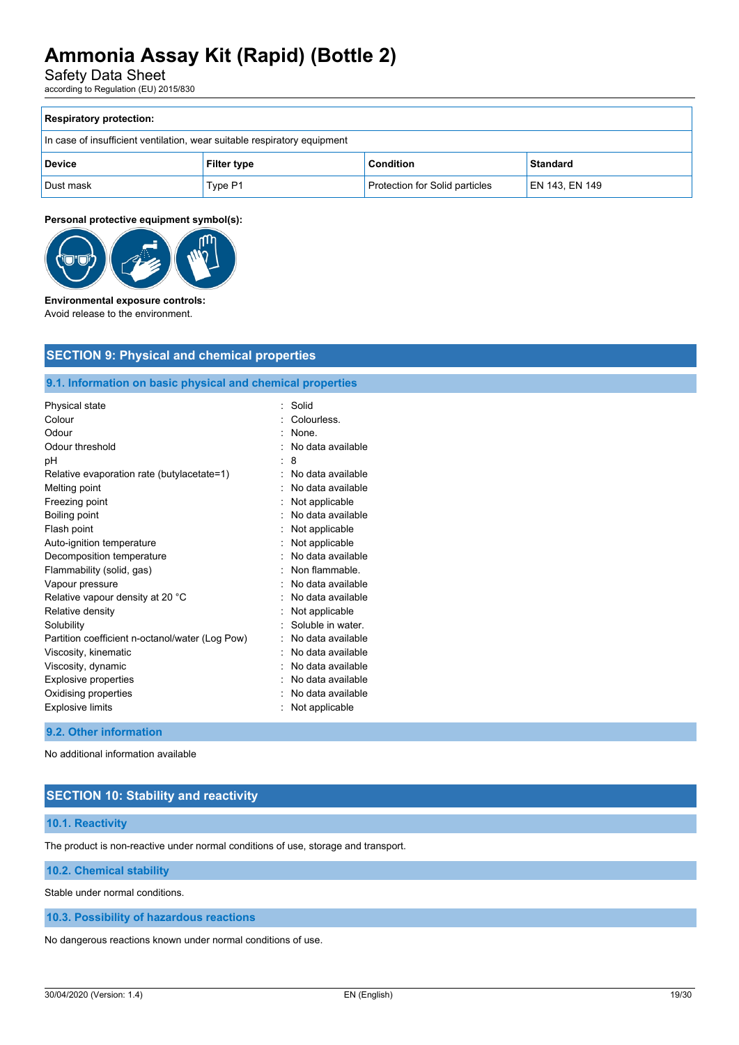| Respiratory protection: | | | |
|---|---|---|---|
| In case of insufficient ventilation, wear suitable respiratory equipment | | | |
| **Device** | **Filter type** | **Condition** | **Standard** |
| Dust mask | Type P1 | Protection for Solid particles | EN 143, EN 149 |

**Personal protective equipment symbol(s):**

**Environmental exposure controls:**

Avoid release to the environment.

## SECTION 9: Physical and chemical properties

### 9.1. Information on basic physical and chemical properties

| | |
|---|---|
| Physical state | : Solid |
| Colour | : Colourless. |
| Odour | : None. |
| Odour threshold | : No data available |
| pH | : 8 |
| Relative evaporation rate (butylacetate=1) | : No data available |
| Melting point | : No data available |
| Freezing point | : Not applicable |
| Boiling point | : No data available |
| Flash point | : Not applicable |
| Auto-ignition temperature | : Not applicable |
| Decomposition temperature | : No data available |
| Flammability (solid, gas) | : Non flammable. |
| Vapour pressure | : No data available |
| Relative vapour density at 20 °C | : No data available |
| Relative density | : Not applicable |
| Solubility | : Soluble in water. |
| Partition coefficient n-octanol/water (Log Pow) | : No data available |
| Viscosity, kinematic | : No data available |
| Viscosity, dynamic | : No data available |
| Explosive properties | : No data available |
| Oxidising properties | : No data available |
| Explosive limits | : Not applicable |

### 9.2. Other information

No additional information available

## SECTION 10: Stability and reactivity

### 10.1. Reactivity

The product is non-reactive under normal conditions of use, storage and transport.

### 10.2. Chemical stability

Stable under normal conditions.

### 10.3. Possibility of hazardous reactions

No dangerous reactions known under normal conditions of use.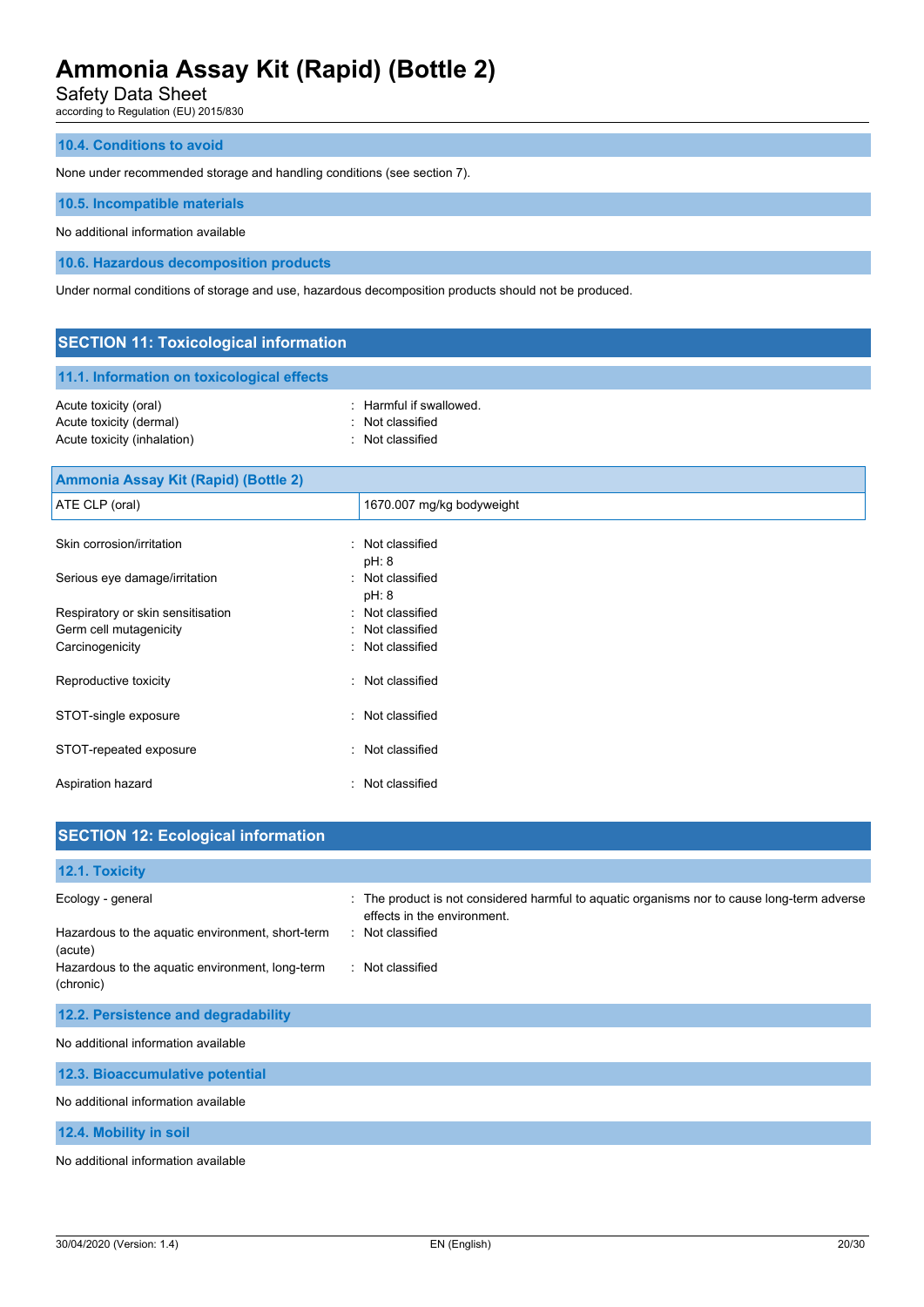### 10.4. Conditions to avoid

None under recommended storage and handling conditions (see section 7).

### 10.5. Incompatible materials

No additional information available

### 10.6. Hazardous decomposition products

Under normal conditions of storage and use, hazardous decomposition products should not be produced.

## SECTION 11: Toxicological information

### 11.1. Information on toxicological effects

Acute toxicity (oral) : Harmful if swallowed.
Acute toxicity (dermal) : Not classified
Acute toxicity (inhalation) : Not classified

| Ammonia Assay Kit (Rapid) (Bottle 2) | |
|---|---|
| ATE CLP (oral) | 1670.007 mg/kg bodyweight |

Skin corrosion/irritation : Not classified
pH: 8

Serious eye damage/irritation : Not classified
pH: 8

Respiratory or skin sensitisation : Not classified

Germ cell mutagenicity : Not classified

Carcinogenicity : Not classified

Reproductive toxicity : Not classified

STOT-single exposure : Not classified

STOT-repeated exposure : Not classified

Aspiration hazard : Not classified

## SECTION 12: Ecological information

### 12.1. Toxicity

Ecology - general : The product is not considered harmful to aquatic organisms nor to cause long-term adverse effects in the environment.

Hazardous to the aquatic environment, short-term (acute) : Not classified

Hazardous to the aquatic environment, long-term (chronic) : Not classified

### 12.2. Persistence and degradability

No additional information available

### 12.3. Bioaccumulative potential

No additional information available

### 12.4. Mobility in soil

No additional information available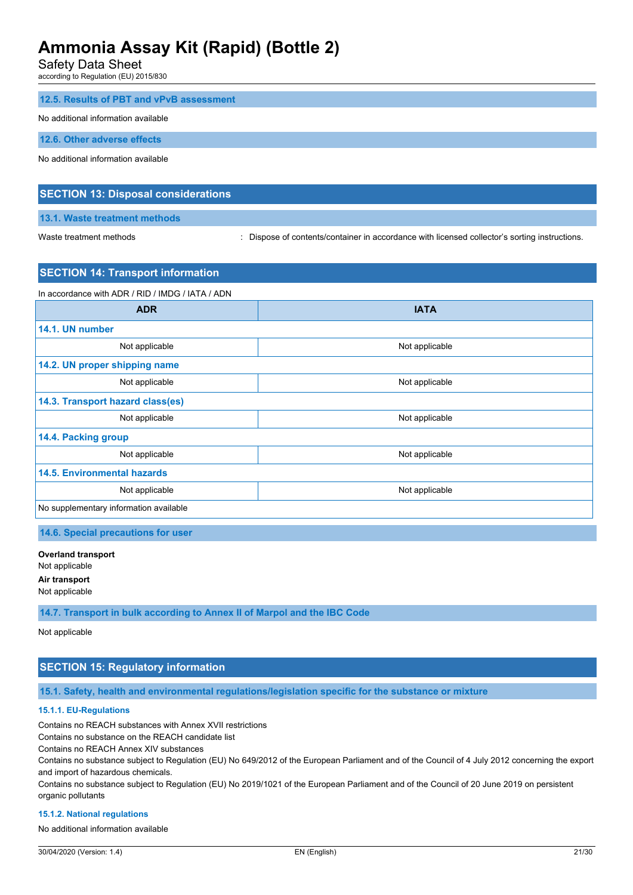### 12.5. Results of PBT and vPvB assessment

No additional information available

### 12.6. Other adverse effects

No additional information available

## SECTION 13: Disposal considerations

### 13.1. Waste treatment methods

Waste treatment methods : Dispose of contents/container in accordance with licensed collector's sorting instructions.

## SECTION 14: Transport information

In accordance with ADR / RID / IMDG / IATA / ADN

| ADR | IATA |
|---|---|
| **14.1. UN number** | |
| Not applicable | Not applicable |
| **14.2. UN proper shipping name** | |
| Not applicable | Not applicable |
| **14.3. Transport hazard class(es)** | |
| Not applicable | Not applicable |
| **14.4. Packing group** | |
| Not applicable | Not applicable |
| **14.5. Environmental hazards** | |
| Not applicable | Not applicable |
| No supplementary information available | |

### 14.6. Special precautions for user

**Overland transport**
Not applicable
**Air transport**
Not applicable

### 14.7. Transport in bulk according to Annex II of Marpol and the IBC Code

Not applicable

## SECTION 15: Regulatory information

### 15.1. Safety, health and environmental regulations/legislation specific for the substance or mixture

#### 15.1.1. EU-Regulations

Contains no REACH substances with Annex XVII restrictions
Contains no substance on the REACH candidate list
Contains no REACH Annex XIV substances
Contains no substance subject to Regulation (EU) No 649/2012 of the European Parliament and of the Council of 4 July 2012 concerning the export and import of hazardous chemicals.
Contains no substance subject to Regulation (EU) No 2019/1021 of the European Parliament and of the Council of 20 June 2019 on persistent organic pollutants

#### 15.1.2. National regulations

No additional information available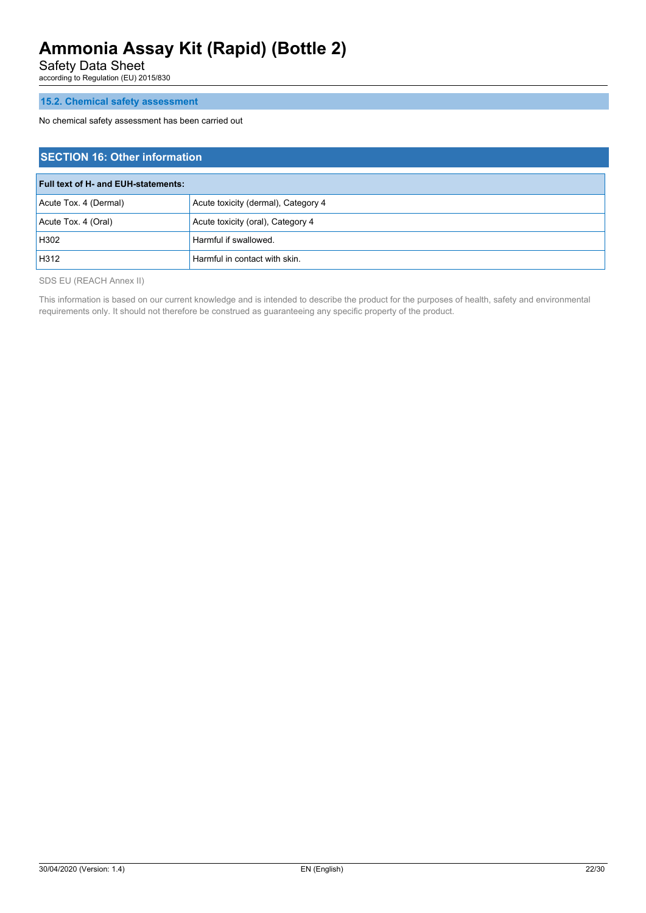### 15.2. Chemical safety assessment

No chemical safety assessment has been carried out

## SECTION 16: Other information

| Full text of H- and EUH-statements: | |
|---|---|
| Acute Tox. 4 (Dermal) | Acute toxicity (dermal), Category 4 |
| Acute Tox. 4 (Oral) | Acute toxicity (oral), Category 4 |
| H302 | Harmful if swallowed. |
| H312 | Harmful in contact with skin. |

SDS EU (REACH Annex II)

This information is based on our current knowledge and is intended to describe the product for the purposes of health, safety and environmental requirements only. It should not therefore be construed as guaranteeing any specific property of the product.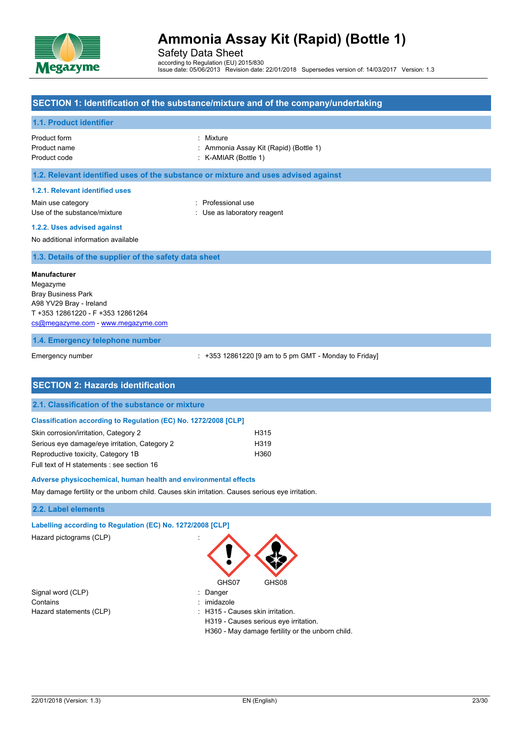# Ammonia Assay Kit (Rapid) (Bottle 1)

Safety Data Sheet

according to Regulation (EU) 2015/830

Issue date: 05/06/2013 Revision date: 22/01/2018 Supersedes version of: 14/03/2017 Version: 1.3

## SECTION 1: Identification of the substance/mixture and of the company/undertaking

### 1.1. Product identifier

| | |
|---|---|
| Product form | : Mixture |
| Product name | : Ammonia Assay Kit (Rapid) (Bottle 1) |
| Product code | : K-AMIAR (Bottle 1) |

### 1.2. Relevant identified uses of the substance or mixture and uses advised against

#### 1.2.1. Relevant identified uses

| | |
|---|---|
| Main use category | : Professional use |
| Use of the substance/mixture | : Use as laboratory reagent |

#### 1.2.2. Uses advised against

No additional information available

### 1.3. Details of the supplier of the safety data sheet

**Manufacturer**
Megazyme
Bray Business Park
A98 YV29 Bray - Ireland
T +353 12861220 - F +353 12861264
cs@megazyme.com - www.megazyme.com

### 1.4. Emergency telephone number

| | |
|---|---|
| Emergency number | : +353 12861220 [9 am to 5 pm GMT - Monday to Friday] |

## SECTION 2: Hazards identification

### 2.1. Classification of the substance or mixture

#### Classification according to Regulation (EC) No. 1272/2008 [CLP]

| | |
|---|---|
| Skin corrosion/irritation, Category 2 | H315 |
| Serious eye damage/eye irritation, Category 2 | H319 |
| Reproductive toxicity, Category 1B | H360 |

Full text of H statements : see section 16

#### Adverse physicochemical, human health and environmental effects

May damage fertility or the unborn child. Causes skin irritation. Causes serious eye irritation.

### 2.2. Label elements

#### Labelling according to Regulation (EC) No. 1272/2008 [CLP]

Hazard pictograms (CLP) :

GHS07 GHS08

| | |
|---|---|
| Signal word (CLP) | : Danger |
| Contains | : imidazole |
| Hazard statements (CLP) | : H315 - Causes skin irritation.<br>H319 - Causes serious eye irritation.<br>H360 - May damage fertility or the unborn child. |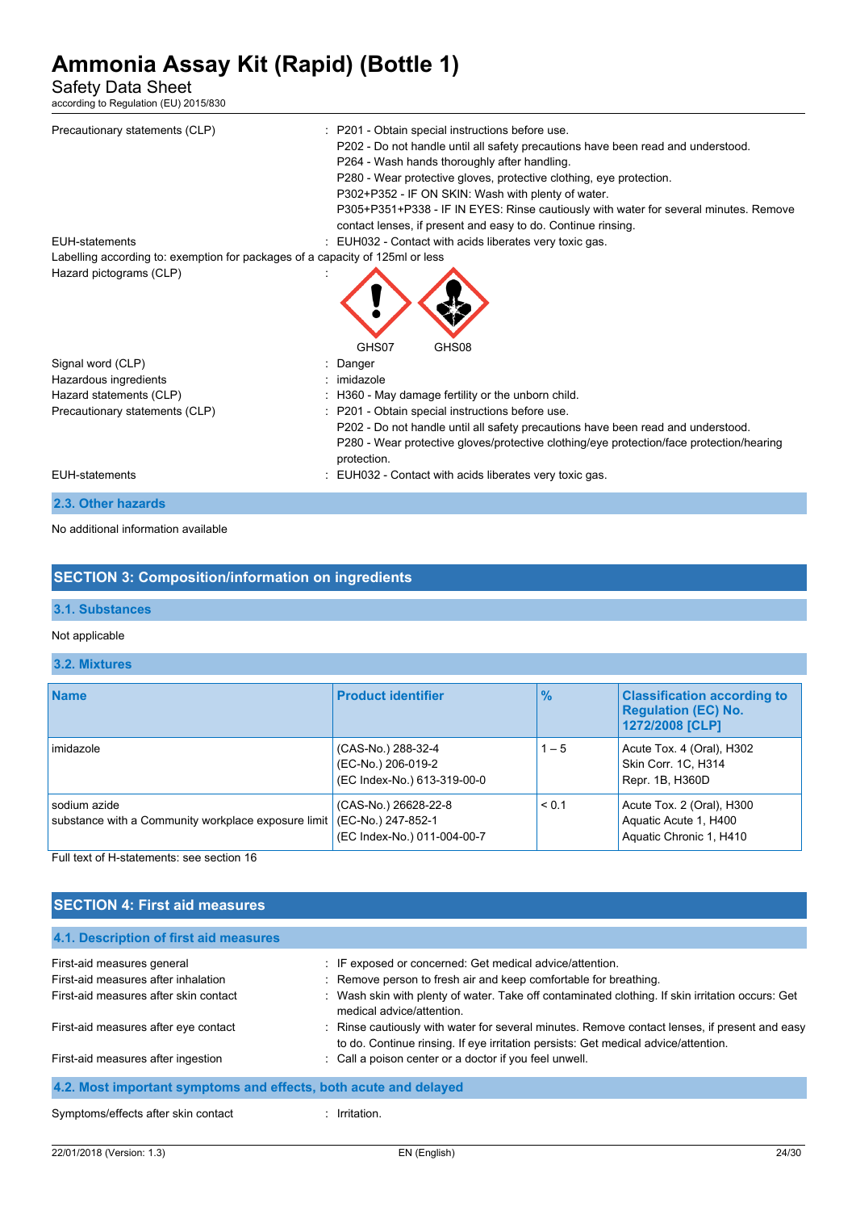Precautionary statements (CLP) : P201 - Obtain special instructions before use.
P202 - Do not handle until all safety precautions have been read and understood.
P264 - Wash hands thoroughly after handling.
P280 - Wear protective gloves, protective clothing, eye protection.
P302+P352 - IF ON SKIN: Wash with plenty of water.
P305+P351+P338 - IF IN EYES: Rinse cautiously with water for several minutes. Remove contact lenses, if present and easy to do. Continue rinsing.

EUH-statements : EUH032 - Contact with acids liberates very toxic gas.

Labelling according to: exemption for packages of a capacity of 125ml or less

Hazard pictograms (CLP) :

GHS07 GHS08

Signal word (CLP) : Danger

Hazardous ingredients : imidazole

Hazard statements (CLP) : H360 - May damage fertility or the unborn child.

Precautionary statements (CLP) : P201 - Obtain special instructions before use.
P202 - Do not handle until all safety precautions have been read and understood.
P280 - Wear protective gloves/protective clothing/eye protection/face protection/hearing protection.

EUH-statements : EUH032 - Contact with acids liberates very toxic gas.

### 2.3. Other hazards

No additional information available

## SECTION 3: Composition/information on ingredients

### 3.1. Substances

Not applicable

### 3.2. Mixtures

| Name | Product identifier | % | Classification according to Regulation (EC) No. 1272/2008 [CLP] |
|---|---|---|---|
| imidazole | (CAS-No.) 288-32-4<br>(EC-No.) 206-019-2<br>(EC Index-No.) 613-319-00-0 | 1 – 5 | Acute Tox. 4 (Oral), H302<br>Skin Corr. 1C, H314<br>Repr. 1B, H360D |
| sodium azide<br>substance with a Community workplace exposure limit | (CAS-No.) 26628-22-8<br>(EC-No.) 247-852-1<br>(EC Index-No.) 011-004-00-7 | < 0.1 | Acute Tox. 2 (Oral), H300<br>Aquatic Acute 1, H400<br>Aquatic Chronic 1, H410 |

Full text of H-statements: see section 16

## SECTION 4: First aid measures

### 4.1. Description of first aid measures

First-aid measures general : IF exposed or concerned: Get medical advice/attention.

First-aid measures after inhalation : Remove person to fresh air and keep comfortable for breathing.

First-aid measures after skin contact : Wash skin with plenty of water. Take off contaminated clothing. If skin irritation occurs: Get medical advice/attention.

First-aid measures after eye contact : Rinse cautiously with water for several minutes. Remove contact lenses, if present and easy to do. Continue rinsing. If eye irritation persists: Get medical advice/attention.

First-aid measures after ingestion : Call a poison center or a doctor if you feel unwell.

### 4.2. Most important symptoms and effects, both acute and delayed

Symptoms/effects after skin contact : Irritation.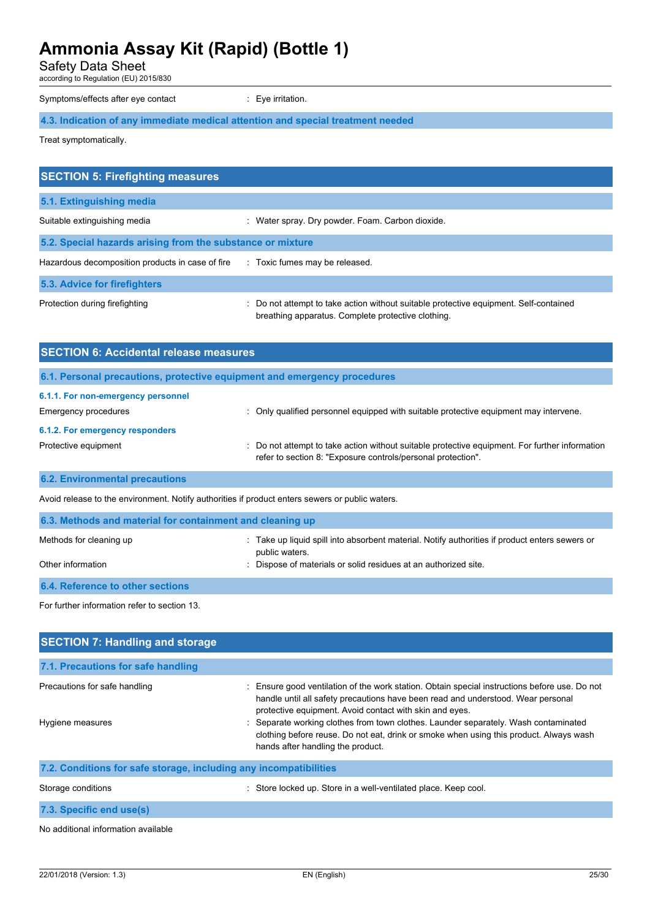Symptoms/effects after eye contact : Eye irritation.

### 4.3. Indication of any immediate medical attention and special treatment needed

Treat symptomatically.

## SECTION 5: Firefighting measures

### 5.1. Extinguishing media

Suitable extinguishing media : Water spray. Dry powder. Foam. Carbon dioxide.

### 5.2. Special hazards arising from the substance or mixture

Hazardous decomposition products in case of fire : Toxic fumes may be released.

### 5.3. Advice for firefighters

Protection during firefighting : Do not attempt to take action without suitable protective equipment. Self-contained breathing apparatus. Complete protective clothing.

## SECTION 6: Accidental release measures

### 6.1. Personal precautions, protective equipment and emergency procedures

#### 6.1.1. For non-emergency personnel

Emergency procedures : Only qualified personnel equipped with suitable protective equipment may intervene.

#### 6.1.2. For emergency responders

Protective equipment : Do not attempt to take action without suitable protective equipment. For further information refer to section 8: "Exposure controls/personal protection".

### 6.2. Environmental precautions

Avoid release to the environment. Notify authorities if product enters sewers or public waters.

### 6.3. Methods and material for containment and cleaning up

Methods for cleaning up : Take up liquid spill into absorbent material. Notify authorities if product enters sewers or public waters.

Other information : Dispose of materials or solid residues at an authorized site.

### 6.4. Reference to other sections

For further information refer to section 13.

## SECTION 7: Handling and storage

### 7.1. Precautions for safe handling

Precautions for safe handling : Ensure good ventilation of the work station. Obtain special instructions before use. Do not handle until all safety precautions have been read and understood. Wear personal protective equipment. Avoid contact with skin and eyes.

Hygiene measures : Separate working clothes from town clothes. Launder separately. Wash contaminated clothing before reuse. Do not eat, drink or smoke when using this product. Always wash hands after handling the product.

### 7.2. Conditions for safe storage, including any incompatibilities

Storage conditions : Store locked up. Store in a well-ventilated place. Keep cool.

### 7.3. Specific end use(s)

No additional information available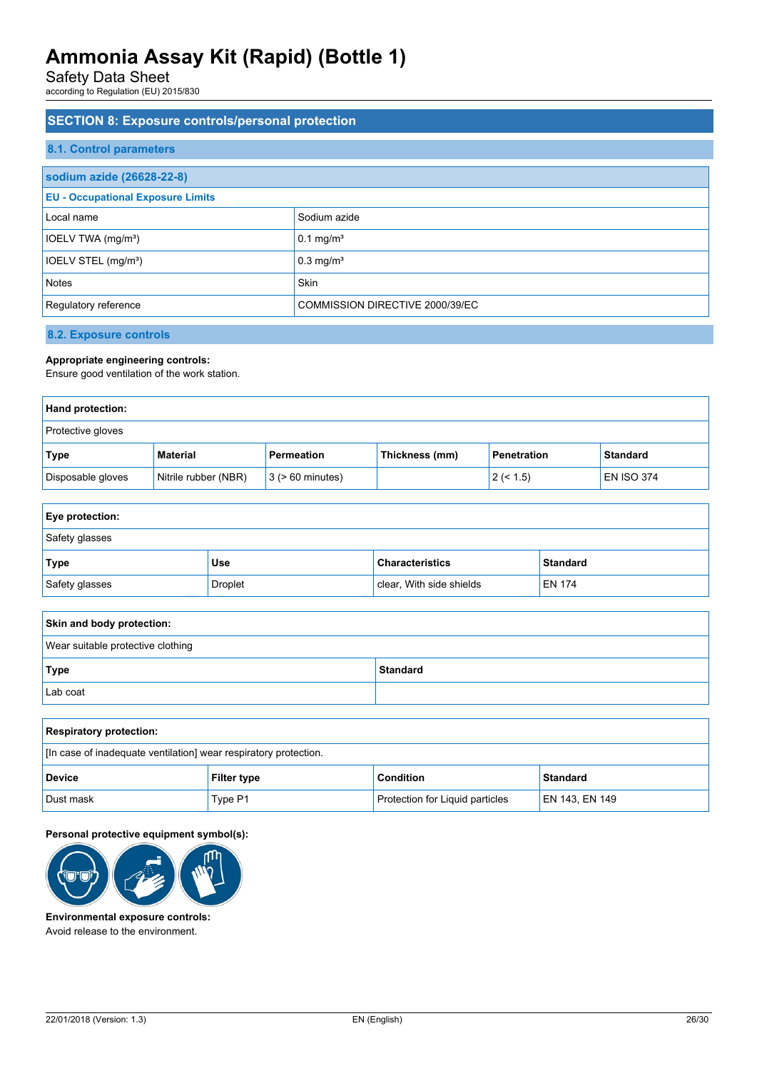## SECTION 8: Exposure controls/personal protection

### 8.1. Control parameters

| sodium azide (26628-22-8) | |
|---|---|
| **EU - Occupational Exposure Limits** | |
| Local name | Sodium azide |
| IOELV TWA (mg/m³) | 0.1 mg/m³ |
| IOELV STEL (mg/m³) | 0.3 mg/m³ |
| Notes | Skin |
| Regulatory reference | COMMISSION DIRECTIVE 2000/39/EC |

### 8.2. Exposure controls

**Appropriate engineering controls:**
Ensure good ventilation of the work station.

| **Hand protection:** | | | | | |
|---|---|---|---|---|---|
| Protective gloves | | | | | |
| **Type** | **Material** | **Permeation** | **Thickness (mm)** | **Penetration** | **Standard** |
| Disposable gloves | Nitrile rubber (NBR) | 3 (> 60 minutes) | | 2 (< 1.5) | EN ISO 374 |

| **Eye protection:** | | | |
|---|---|---|---|
| Safety glasses | | | |
| **Type** | **Use** | **Characteristics** | **Standard** |
| Safety glasses | Droplet | clear, With side shields | EN 174 |

| **Skin and body protection:** | |
|---|---|
| Wear suitable protective clothing | |
| **Type** | **Standard** |
| Lab coat | |

| **Respiratory protection:** | | | |
|---|---|---|---|
| [In case of inadequate ventilation] wear respiratory protection. | | | |
| **Device** | **Filter type** | **Condition** | **Standard** |
| Dust mask | Type P1 | Protection for Liquid particles | EN 143, EN 149 |

**Personal protective equipment symbol(s):**

**Environmental exposure controls:**
Avoid release to the environment.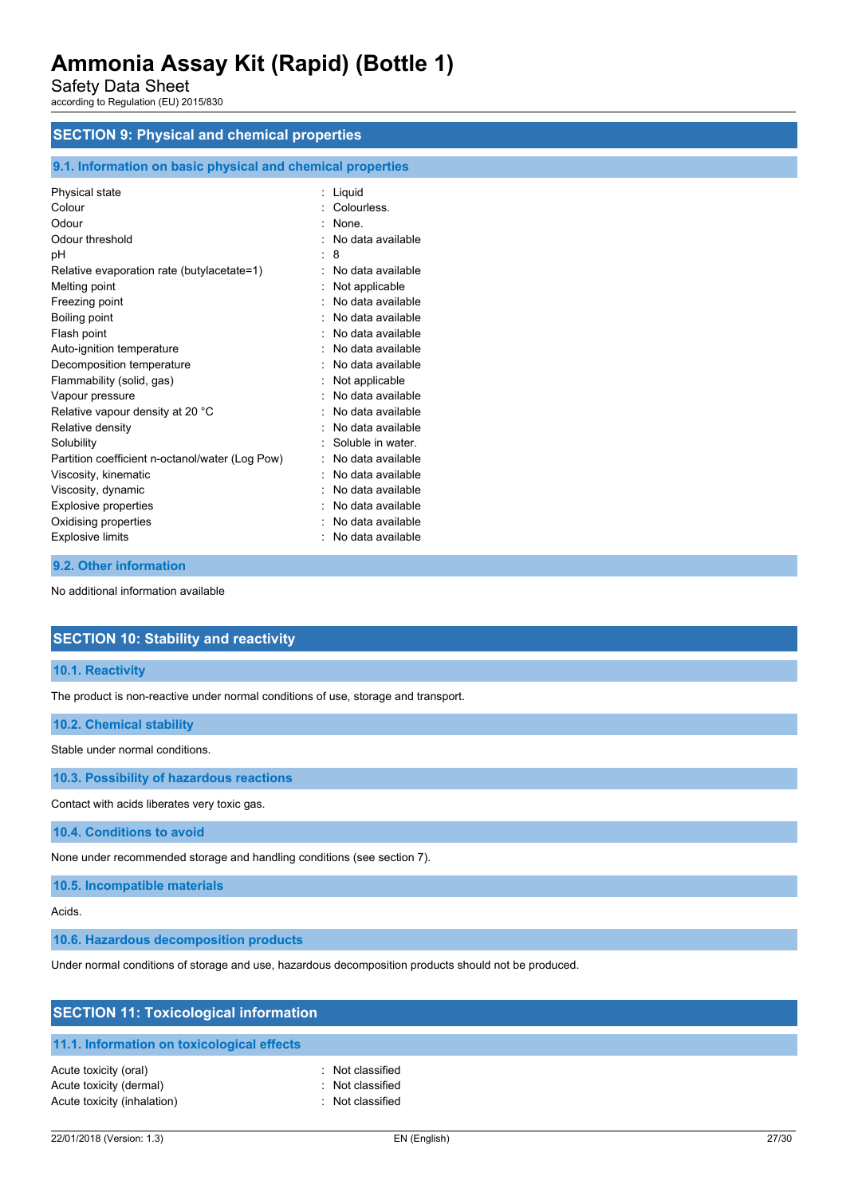## SECTION 9: Physical and chemical properties

### 9.1. Information on basic physical and chemical properties

| | |
|---|---|
| Physical state | : Liquid |
| Colour | : Colourless. |
| Odour | : None. |
| Odour threshold | : No data available |
| pH | : 8 |
| Relative evaporation rate (butylacetate=1) | : No data available |
| Melting point | : Not applicable |
| Freezing point | : No data available |
| Boiling point | : No data available |
| Flash point | : No data available |
| Auto-ignition temperature | : No data available |
| Decomposition temperature | : No data available |
| Flammability (solid, gas) | : Not applicable |
| Vapour pressure | : No data available |
| Relative vapour density at 20 °C | : No data available |
| Relative density | : No data available |
| Solubility | : Soluble in water. |
| Partition coefficient n-octanol/water (Log Pow) | : No data available |
| Viscosity, kinematic | : No data available |
| Viscosity, dynamic | : No data available |
| Explosive properties | : No data available |
| Oxidising properties | : No data available |
| Explosive limits | : No data available |

### 9.2. Other information

No additional information available

## SECTION 10: Stability and reactivity

### 10.1. Reactivity

The product is non-reactive under normal conditions of use, storage and transport.

### 10.2. Chemical stability

Stable under normal conditions.

### 10.3. Possibility of hazardous reactions

Contact with acids liberates very toxic gas.

### 10.4. Conditions to avoid

None under recommended storage and handling conditions (see section 7).

### 10.5. Incompatible materials

Acids.

### 10.6. Hazardous decomposition products

Under normal conditions of storage and use, hazardous decomposition products should not be produced.

## SECTION 11: Toxicological information

### 11.1. Information on toxicological effects

| | |
|---|---|
| Acute toxicity (oral) | : Not classified |
| Acute toxicity (dermal) | : Not classified |
| Acute toxicity (inhalation) | : Not classified |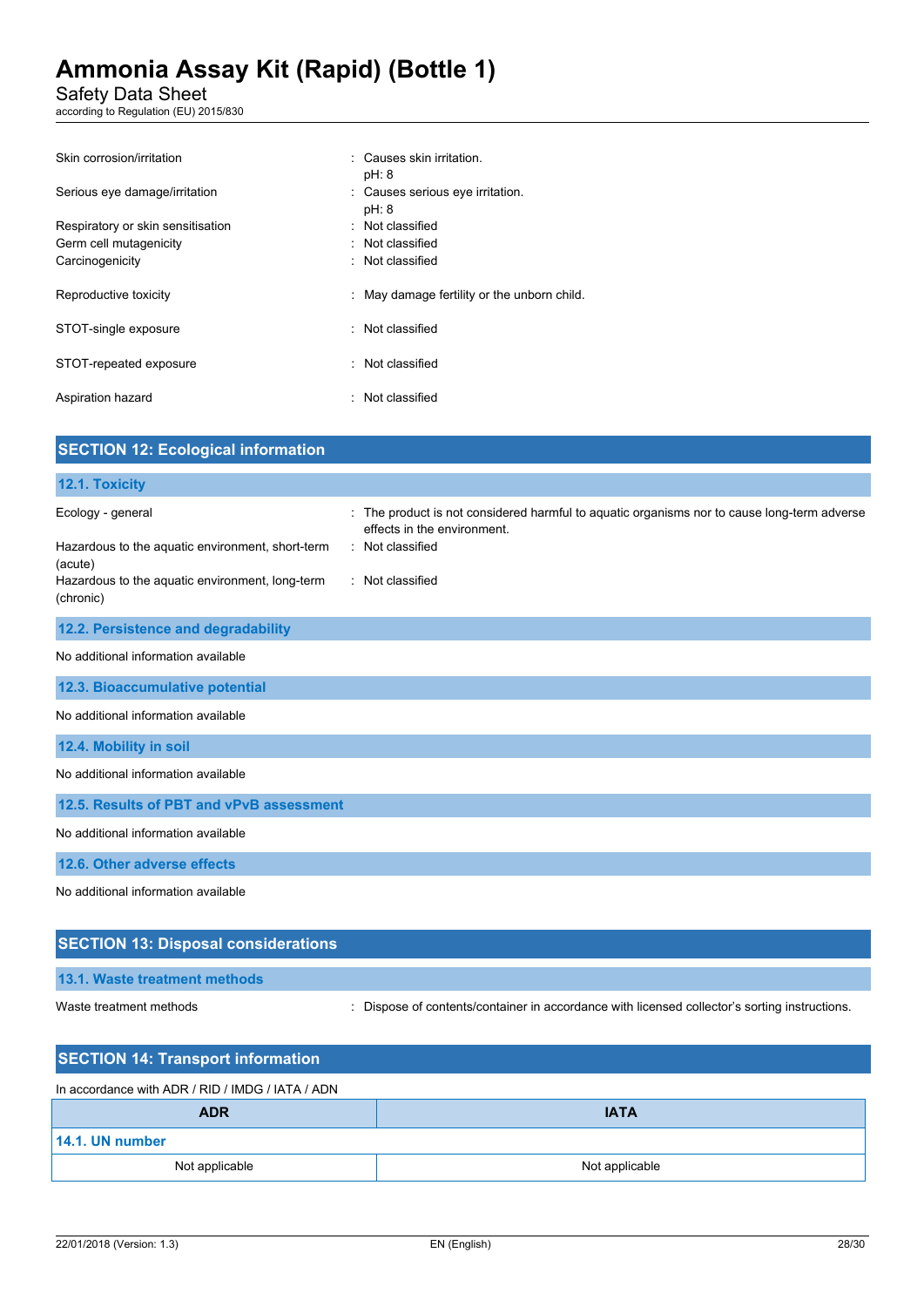| | |
|---|---|
| Skin corrosion/irritation | : Causes skin irritation.<br>pH: 8 |
| Serious eye damage/irritation | : Causes serious eye irritation.<br>pH: 8 |
| Respiratory or skin sensitisation | : Not classified |
| Germ cell mutagenicity | : Not classified |
| Carcinogenicity | : Not classified |
| Reproductive toxicity | : May damage fertility or the unborn child. |
| STOT-single exposure | : Not classified |
| STOT-repeated exposure | : Not classified |
| Aspiration hazard | : Not classified |

## SECTION 12: Ecological information

### 12.1. Toxicity

| | |
|---|---|
| Ecology - general | : The product is not considered harmful to aquatic organisms nor to cause long-term adverse effects in the environment. |
| Hazardous to the aquatic environment, short-term (acute) | : Not classified |
| Hazardous to the aquatic environment, long-term (chronic) | : Not classified |

### 12.2. Persistence and degradability

No additional information available

### 12.3. Bioaccumulative potential

No additional information available

### 12.4. Mobility in soil

No additional information available

### 12.5. Results of PBT and vPvB assessment

No additional information available

### 12.6. Other adverse effects

No additional information available

## SECTION 13: Disposal considerations

### 13.1. Waste treatment methods

| | |
|---|---|
| Waste treatment methods | : Dispose of contents/container in accordance with licensed collector's sorting instructions. |

## SECTION 14: Transport information

In accordance with ADR / RID / IMDG / IATA / ADN

| ADR | IATA |
|---|---|
| **14.1. UN number** | |
| Not applicable | Not applicable |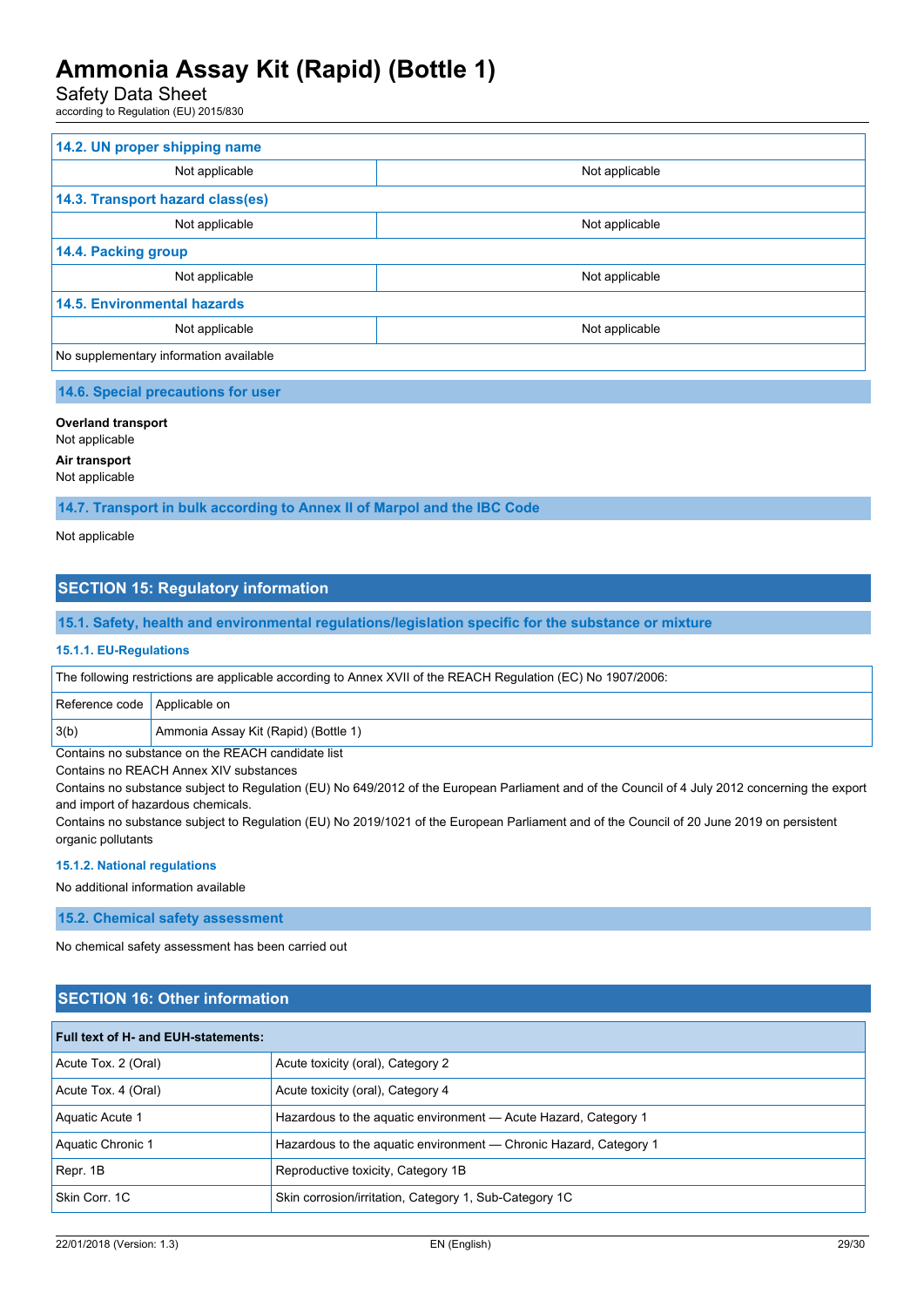| 14.2. UN proper shipping name | |
|---|---|
| Not applicable | Not applicable |
| **14.3. Transport hazard class(es)** | |
| Not applicable | Not applicable |
| **14.4. Packing group** | |
| Not applicable | Not applicable |
| **14.5. Environmental hazards** | |
| Not applicable | Not applicable |
| No supplementary information available | |

### 14.6. Special precautions for user

**Overland transport**
Not applicable

**Air transport**
Not applicable

### 14.7. Transport in bulk according to Annex II of Marpol and the IBC Code

Not applicable

## SECTION 15: Regulatory information

### 15.1. Safety, health and environmental regulations/legislation specific for the substance or mixture

#### 15.1.1. EU-Regulations

The following restrictions are applicable according to Annex XVII of the REACH Regulation (EC) No 1907/2006:

| Reference code | Applicable on |
|---|---|
| 3(b) | Ammonia Assay Kit (Rapid) (Bottle 1) |

Contains no substance on the REACH candidate list

Contains no REACH Annex XIV substances

Contains no substance subject to Regulation (EU) No 649/2012 of the European Parliament and of the Council of 4 July 2012 concerning the export and import of hazardous chemicals.

Contains no substance subject to Regulation (EU) No 2019/1021 of the European Parliament and of the Council of 20 June 2019 on persistent organic pollutants

#### 15.1.2. National regulations

No additional information available

### 15.2. Chemical safety assessment

No chemical safety assessment has been carried out

## SECTION 16: Other information

| Full text of H- and EUH-statements: | |
|---|---|
| Acute Tox. 2 (Oral) | Acute toxicity (oral), Category 2 |
| Acute Tox. 4 (Oral) | Acute toxicity (oral), Category 4 |
| Aquatic Acute 1 | Hazardous to the aquatic environment — Acute Hazard, Category 1 |
| Aquatic Chronic 1 | Hazardous to the aquatic environment — Chronic Hazard, Category 1 |
| Repr. 1B | Reproductive toxicity, Category 1B |
| Skin Corr. 1C | Skin corrosion/irritation, Category 1, Sub-Category 1C |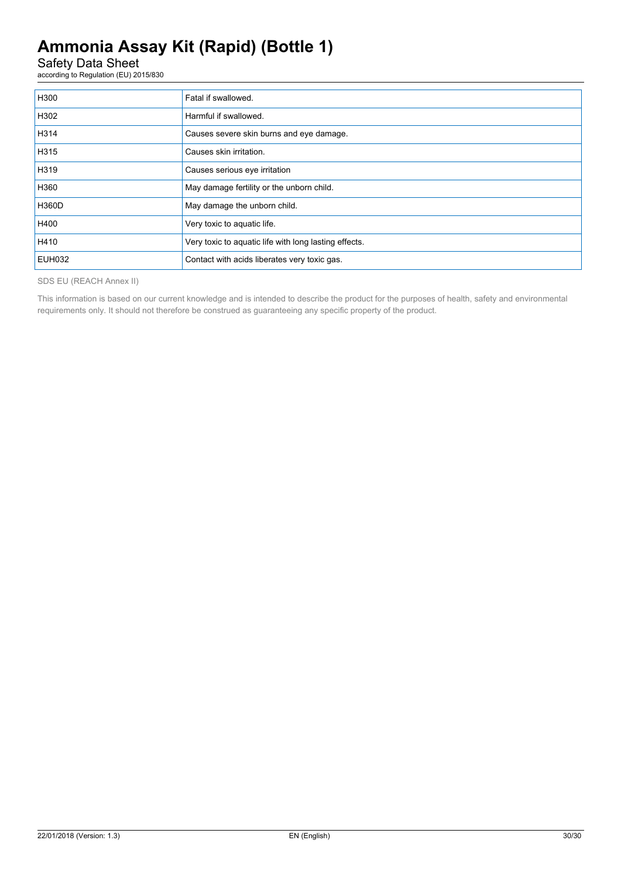| | |
|---|---|
| H300 | Fatal if swallowed. |
| H302 | Harmful if swallowed. |
| H314 | Causes severe skin burns and eye damage. |
| H315 | Causes skin irritation. |
| H319 | Causes serious eye irritation |
| H360 | May damage fertility or the unborn child. |
| H360D | May damage the unborn child. |
| H400 | Very toxic to aquatic life. |
| H410 | Very toxic to aquatic life with long lasting effects. |
| EUH032 | Contact with acids liberates very toxic gas. |

SDS EU (REACH Annex II)

This information is based on our current knowledge and is intended to describe the product for the purposes of health, safety and environmental requirements only. It should not therefore be construed as guaranteeing any specific property of the product.